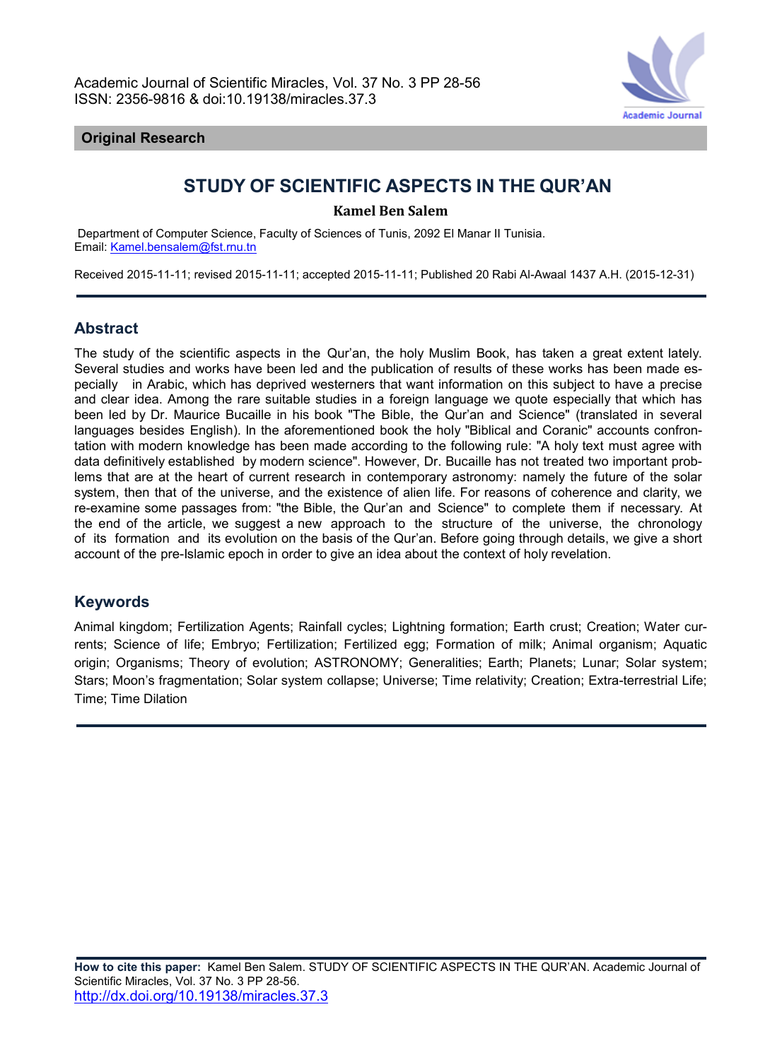Academic Journal of Scientific Miracles, Vol. 37 No. 3 PP 28-56
ISSN: 2356-9816 & doi:10.19138/miracles.37.3

**Original Research**

# STUDY OF SCIENTIFIC ASPECTS IN THE QUR'AN

**Kamel Ben Salem**

Department of Computer Science, Faculty of Sciences of Tunis, 2092 El Manar II Tunisia.
Email: Kamel.bensalem@fst.rnu.tn

Received 2015-11-11; revised 2015-11-11; accepted 2015-11-11; Published 20 Rabi Al-Awaal 1437 A.H. (2015-12-31)

## Abstract

The study of the scientific aspects in the Qur'an, the holy Muslim Book, has taken a great extent lately. Several studies and works have been led and the publication of results of these works has been made especially in Arabic, which has deprived westerners that want information on this subject to have a precise and clear idea. Among the rare suitable studies in a foreign language we quote especially that which has been led by Dr. Maurice Bucaille in his book "The Bible, the Qur'an and Science" (translated in several languages besides English). In the aforementioned book the holy "Biblical and Coranic" accounts confrontation with modern knowledge has been made according to the following rule: "A holy text must agree with data definitively established by modern science". However, Dr. Bucaille has not treated two important problems that are at the heart of current research in contemporary astronomy: namely the future of the solar system, then that of the universe, and the existence of alien life. For reasons of coherence and clarity, we re-examine some passages from: "the Bible, the Qur'an and Science" to complete them if necessary. At the end of the article, we suggest a new approach to the structure of the universe, the chronology of its formation and its evolution on the basis of the Qur'an. Before going through details, we give a short account of the pre-Islamic epoch in order to give an idea about the context of holy revelation.

## Keywords

Animal kingdom; Fertilization Agents; Rainfall cycles; Lightning formation; Earth crust; Creation; Water currents; Science of life; Embryo; Fertilization; Fertilized egg; Formation of milk; Animal organism; Aquatic origin; Organisms; Theory of evolution; ASTRONOMY; Generalities; Earth; Planets; Lunar; Solar system; Stars; Moon's fragmentation; Solar system collapse; Universe; Time relativity; Creation; Extra-terrestrial Life; Time; Time Dilation

**How to cite this paper:** Kamel Ben Salem. STUDY OF SCIENTIFIC ASPECTS IN THE QUR'AN. Academic Journal of Scientific Miracles, Vol. 37 No. 3 PP 28-56.
http://dx.doi.org/10.19138/miracles.37.3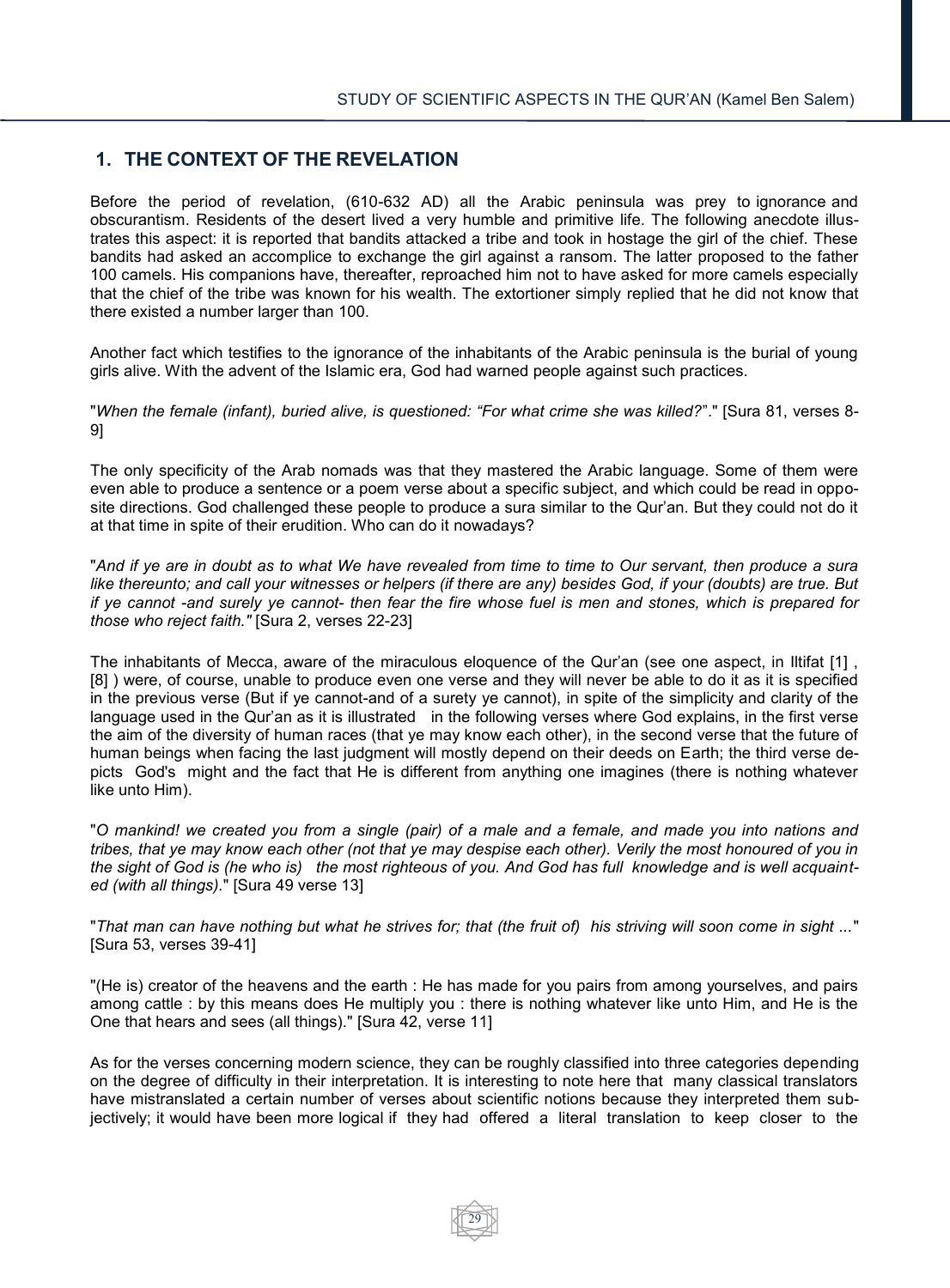## 1. THE CONTEXT OF THE REVELATION

Before the period of revelation, (610-632 AD) all the Arabic peninsula was prey to ignorance and obscurantism. Residents of the desert lived a very humble and primitive life. The following anecdote illustrates this aspect: it is reported that bandits attacked a tribe and took in hostage the girl of the chief. These bandits had asked an accomplice to exchange the girl against a ransom. The latter proposed to the father 100 camels. His companions have, thereafter, reproached him not to have asked for more camels especially that the chief of the tribe was known for his wealth. The extortioner simply replied that he did not know that there existed a number larger than 100.

Another fact which testifies to the ignorance of the inhabitants of the Arabic peninsula is the burial of young girls alive. With the advent of the Islamic era, God had warned people against such practices.

"*When the female (infant), buried alive, is questioned: "For what crime she was killed?"*." [Sura 81, verses 8-9]

The only specificity of the Arab nomads was that they mastered the Arabic language. Some of them were even able to produce a sentence or a poem verse about a specific subject, and which could be read in opposite directions. God challenged these people to produce a sura similar to the Qur'an. But they could not do it at that time in spite of their erudition. Who can do it nowadays?

"*And if ye are in doubt as to what We have revealed from time to time to Our servant, then produce a sura like thereunto; and call your witnesses or helpers (if there are any) besides God, if your (doubts) are true. But if ye cannot -and surely ye cannot- then fear the fire whose fuel is men and stones, which is prepared for those who reject faith."* [Sura 2, verses 22-23]

The inhabitants of Mecca, aware of the miraculous eloquence of the Qur'an (see one aspect, in Iltifat [1] , [8] ) were, of course, unable to produce even one verse and they will never be able to do it as it is specified in the previous verse (But if ye cannot-and of a surety ye cannot), in spite of the simplicity and clarity of the language used in the Qur'an as it is illustrated in the following verses where God explains, in the first verse the aim of the diversity of human races (that ye may know each other), in the second verse that the future of human beings when facing the last judgment will mostly depend on their deeds on Earth; the third verse depicts God's might and the fact that He is different from anything one imagines (there is nothing whatever like unto Him).

"*O mankind! we created you from a single (pair) of a male and a female, and made you into nations and tribes, that ye may know each other (not that ye may despise each other). Verily the most honoured of you in the sight of God is (he who is) the most righteous of you. And God has full knowledge and is well acquainted (with all things).*" [Sura 49 verse 13]

"*That man can have nothing but what he strives for; that (the fruit of) his striving will soon come in sight ...*" [Sura 53, verses 39-41]

"(He is) creator of the heavens and the earth : He has made for you pairs from among yourselves, and pairs among cattle : by this means does He multiply you : there is nothing whatever like unto Him, and He is the One that hears and sees (all things)." [Sura 42, verse 11]

As for the verses concerning modern science, they can be roughly classified into three categories depending on the degree of difficulty in their interpretation. It is interesting to note here that many classical translators have mistranslated a certain number of verses about scientific notions because they interpreted them subjectively; it would have been more logical if they had offered a literal translation to keep closer to the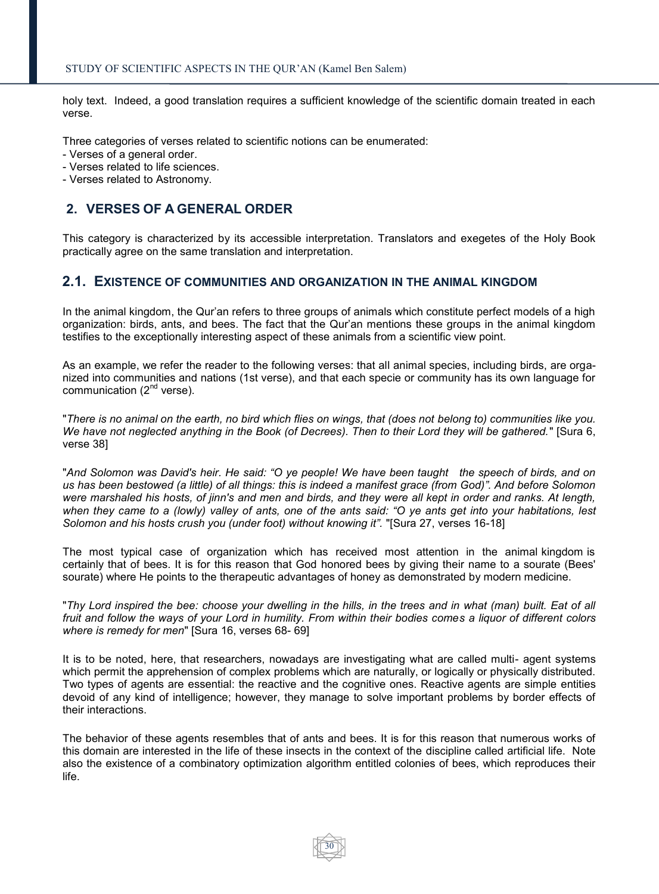holy text. Indeed, a good translation requires a sufficient knowledge of the scientific domain treated in each verse.

Three categories of verses related to scientific notions can be enumerated:
- Verses of a general order.
- Verses related to life sciences.
- Verses related to Astronomy.

## 2. VERSES OF A GENERAL ORDER

This category is characterized by its accessible interpretation. Translators and exegetes of the Holy Book practically agree on the same translation and interpretation.

### 2.1. EXISTENCE OF COMMUNITIES AND ORGANIZATION IN THE ANIMAL KINGDOM

In the animal kingdom, the Qur'an refers to three groups of animals which constitute perfect models of a high organization: birds, ants, and bees. The fact that the Qur'an mentions these groups in the animal kingdom testifies to the exceptionally interesting aspect of these animals from a scientific view point.

As an example, we refer the reader to the following verses: that all animal species, including birds, are organized into communities and nations (1st verse), and that each specie or community has its own language for communication (2nd verse).

"*There is no animal on the earth, no bird which flies on wings, that (does not belong to) communities like you. We have not neglected anything in the Book (of Decrees). Then to their Lord they will be gathered.*" [Sura 6, verse 38]

"*And Solomon was David's heir. He said: "O ye people! We have been taught the speech of birds, and on us has been bestowed (a little) of all things: this is indeed a manifest grace (from God)". And before Solomon were marshaled his hosts, of jinn's and men and birds, and they were all kept in order and ranks. At length, when they came to a (lowly) valley of ants, one of the ants said: "O ye ants get into your habitations, lest Solomon and his hosts crush you (under foot) without knowing it".* "[Sura 27, verses 16-18]

The most typical case of organization which has received most attention in the animal kingdom is certainly that of bees. It is for this reason that God honored bees by giving their name to a sourate (Bees' sourate) where He points to the therapeutic advantages of honey as demonstrated by modern medicine.

"*Thy Lord inspired the bee: choose your dwelling in the hills, in the trees and in what (man) built. Eat of all fruit and follow the ways of your Lord in humility. From within their bodies comes a liquor of different colors where is remedy for men*" [Sura 16, verses 68- 69]

It is to be noted, here, that researchers, nowadays are investigating what are called multi- agent systems which permit the apprehension of complex problems which are naturally, or logically or physically distributed. Two types of agents are essential: the reactive and the cognitive ones. Reactive agents are simple entities devoid of any kind of intelligence; however, they manage to solve important problems by border effects of their interactions.

The behavior of these agents resembles that of ants and bees. It is for this reason that numerous works of this domain are interested in the life of these insects in the context of the discipline called artificial life. Note also the existence of a combinatory optimization algorithm entitled colonies of bees, which reproduces their life.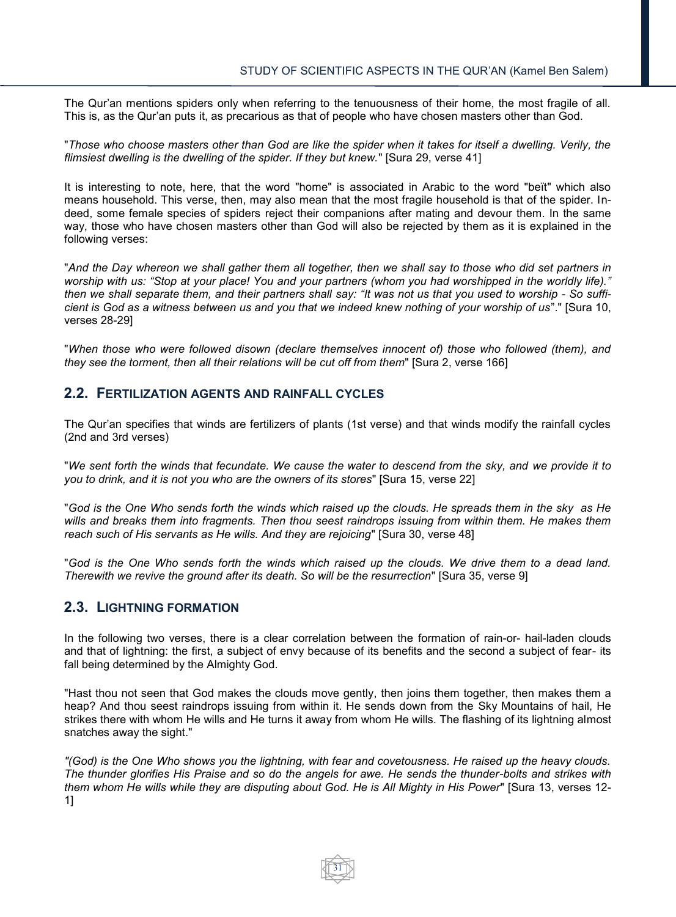The Qur'an mentions spiders only when referring to the tenuousness of their home, the most fragile of all. This is, as the Qur'an puts it, as precarious as that of people who have chosen masters other than God.

"*Those who choose masters other than God are like the spider when it takes for itself a dwelling. Verily, the flimsiest dwelling is the dwelling of the spider. If they but knew.*" [Sura 29, verse 41]

It is interesting to note, here, that the word "home" is associated in Arabic to the word "beït" which also means household. This verse, then, may also mean that the most fragile household is that of the spider. Indeed, some female species of spiders reject their companions after mating and devour them. In the same way, those who have chosen masters other than God will also be rejected by them as it is explained in the following verses:

"*And the Day whereon we shall gather them all together, then we shall say to those who did set partners in worship with us: "Stop at your place! You and your partners (whom you had worshipped in the worldly life)." then we shall separate them, and their partners shall say: "It was not us that you used to worship - So sufficient is God as a witness between us and you that we indeed knew nothing of your worship of us*"." [Sura 10, verses 28-29]

"*When those who were followed disown (declare themselves innocent of) those who followed (them), and they see the torment, then all their relations will be cut off from them*" [Sura 2, verse 166]

## 2.2. Fertilization agents and rainfall cycles

The Qur'an specifies that winds are fertilizers of plants (1st verse) and that winds modify the rainfall cycles (2nd and 3rd verses)

"*We sent forth the winds that fecundate. We cause the water to descend from the sky, and we provide it to you to drink, and it is not you who are the owners of its stores*" [Sura 15, verse 22]

"*God is the One Who sends forth the winds which raised up the clouds. He spreads them in the sky as He wills and breaks them into fragments. Then thou seest raindrops issuing from within them. He makes them reach such of His servants as He wills. And they are rejoicing*" [Sura 30, verse 48]

"*God is the One Who sends forth the winds which raised up the clouds. We drive them to a dead land. Therewith we revive the ground after its death. So will be the resurrection*" [Sura 35, verse 9]

## 2.3. Lightning formation

In the following two verses, there is a clear correlation between the formation of rain-or- hail-laden clouds and that of lightning: the first, a subject of envy because of its benefits and the second a subject of fear- its fall being determined by the Almighty God.

"Hast thou not seen that God makes the clouds move gently, then joins them together, then makes them a heap? And thou seest raindrops issuing from within it. He sends down from the Sky Mountains of hail, He strikes there with whom He wills and He turns it away from whom He wills. The flashing of its lightning almost snatches away the sight."

*"(God) is the One Who shows you the lightning, with fear and covetousness. He raised up the heavy clouds. The thunder glorifies His Praise and so do the angels for awe. He sends the thunder-bolts and strikes with them whom He wills while they are disputing about God. He is All Mighty in His Power*" [Sura 13, verses 12-1]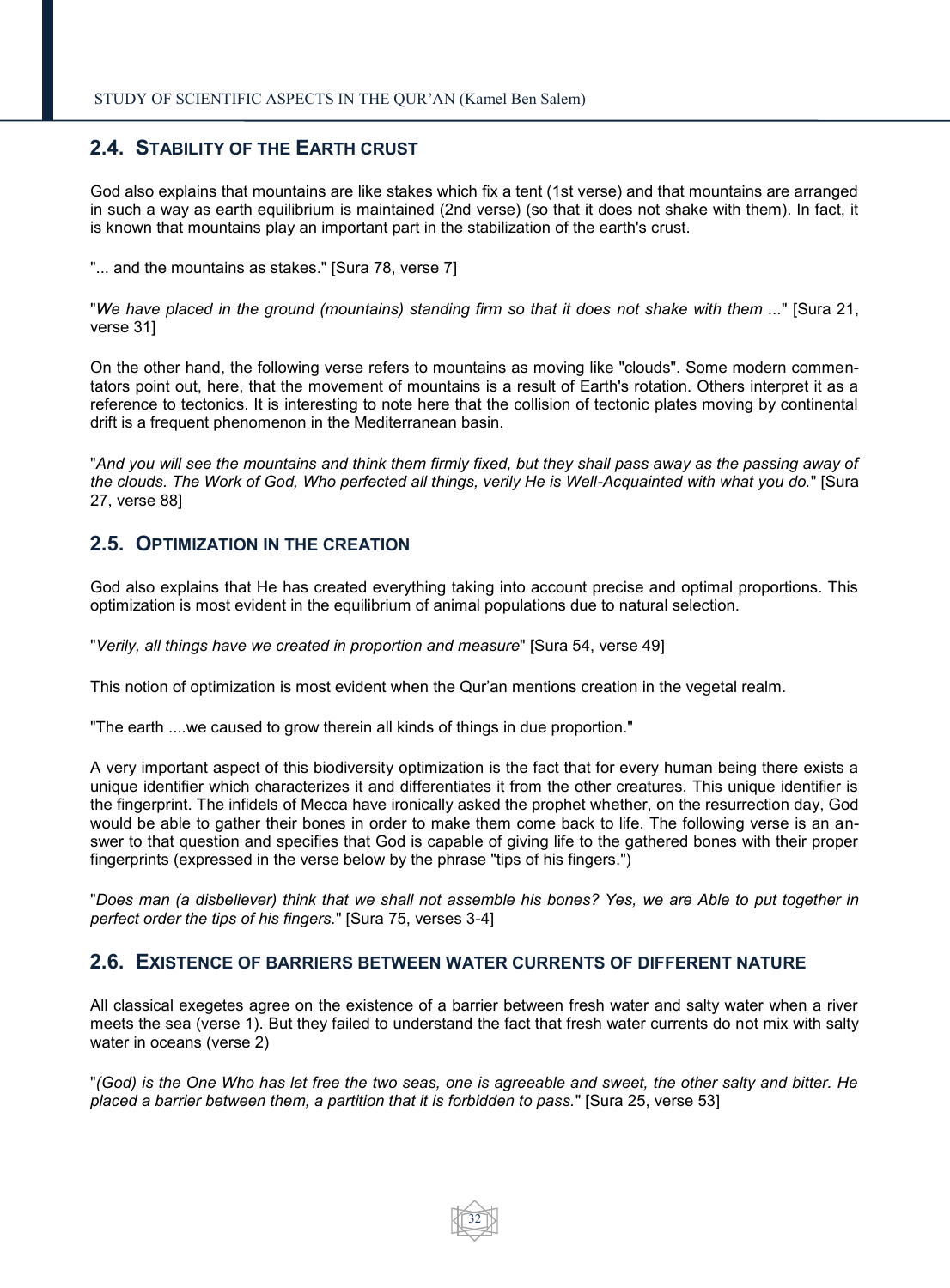## 2.4. Stability of the Earth crust

God also explains that mountains are like stakes which fix a tent (1st verse) and that mountains are arranged in such a way as earth equilibrium is maintained (2nd verse) (so that it does not shake with them). In fact, it is known that mountains play an important part in the stabilization of the earth's crust.

"... and the mountains as stakes." [Sura 78, verse 7]

"*We have placed in the ground (mountains) standing firm so that it does not shake with them ...*" [Sura 21, verse 31]

On the other hand, the following verse refers to mountains as moving like "clouds". Some modern commentators point out, here, that the movement of mountains is a result of Earth's rotation. Others interpret it as a reference to tectonics. It is interesting to note here that the collision of tectonic plates moving by continental drift is a frequent phenomenon in the Mediterranean basin.

"*And you will see the mountains and think them firmly fixed, but they shall pass away as the passing away of the clouds. The Work of God, Who perfected all things, verily He is Well-Acquainted with what you do.*" [Sura 27, verse 88]

## 2.5. Optimization in the creation

God also explains that He has created everything taking into account precise and optimal proportions. This optimization is most evident in the equilibrium of animal populations due to natural selection.

"*Verily, all things have we created in proportion and measure*" [Sura 54, verse 49]

This notion of optimization is most evident when the Qur'an mentions creation in the vegetal realm.

"The earth ....we caused to grow therein all kinds of things in due proportion."

A very important aspect of this biodiversity optimization is the fact that for every human being there exists a unique identifier which characterizes it and differentiates it from the other creatures. This unique identifier is the fingerprint. The infidels of Mecca have ironically asked the prophet whether, on the resurrection day, God would be able to gather their bones in order to make them come back to life. The following verse is an answer to that question and specifies that God is capable of giving life to the gathered bones with their proper fingerprints (expressed in the verse below by the phrase "tips of his fingers.")

"*Does man (a disbeliever) think that we shall not assemble his bones? Yes, we are Able to put together in perfect order the tips of his fingers.*" [Sura 75, verses 3-4]

## 2.6. Existence of barriers between water currents of different nature

All classical exegetes agree on the existence of a barrier between fresh water and salty water when a river meets the sea (verse 1). But they failed to understand the fact that fresh water currents do not mix with salty water in oceans (verse 2)

"*(God) is the One Who has let free the two seas, one is agreeable and sweet, the other salty and bitter. He placed a barrier between them, a partition that it is forbidden to pass.*" [Sura 25, verse 53]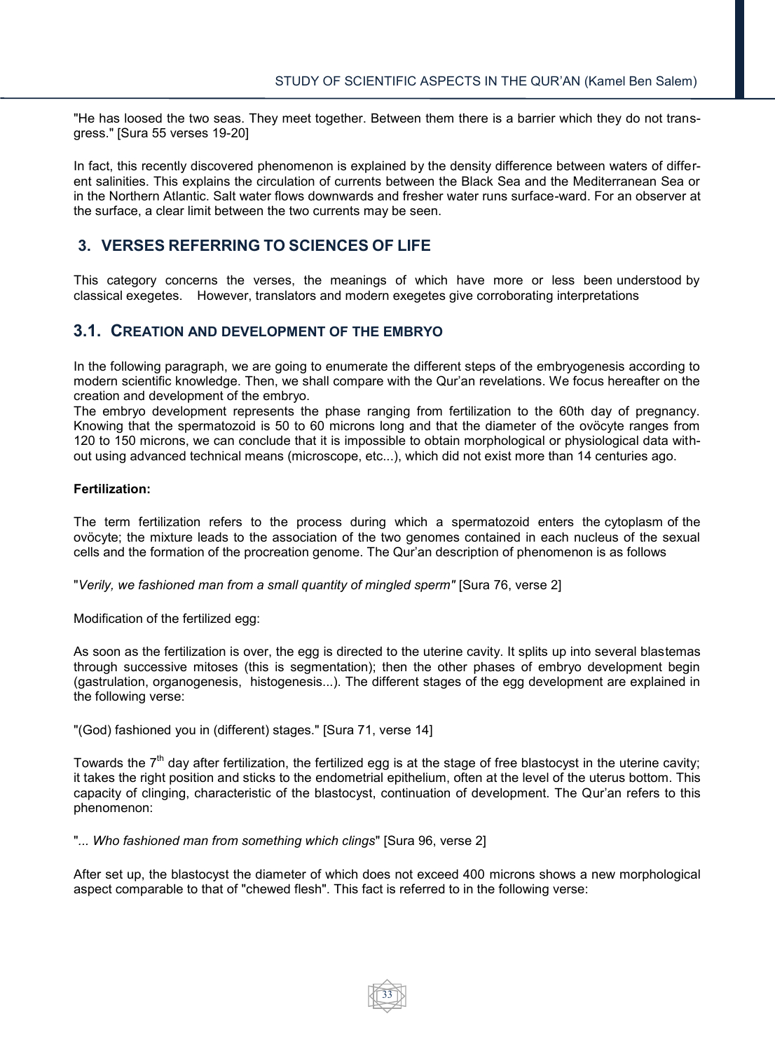"He has loosed the two seas. They meet together. Between them there is a barrier which they do not transgress." [Sura 55 verses 19-20]

In fact, this recently discovered phenomenon is explained by the density difference between waters of different salinities. This explains the circulation of currents between the Black Sea and the Mediterranean Sea or in the Northern Atlantic. Salt water flows downwards and fresher water runs surface-ward. For an observer at the surface, a clear limit between the two currents may be seen.

## 3. VERSES REFERRING TO SCIENCES OF LIFE

This category concerns the verses, the meanings of which have more or less been understood by classical exegetes. However, translators and modern exegetes give corroborating interpretations

### 3.1. CREATION AND DEVELOPMENT OF THE EMBRYO

In the following paragraph, we are going to enumerate the different steps of the embryogenesis according to modern scientific knowledge. Then, we shall compare with the Qur'an revelations. We focus hereafter on the creation and development of the embryo.

The embryo development represents the phase ranging from fertilization to the 60th day of pregnancy. Knowing that the spermatozoid is 50 to 60 microns long and that the diameter of the ovöcyte ranges from 120 to 150 microns, we can conclude that it is impossible to obtain morphological or physiological data without using advanced technical means (microscope, etc...), which did not exist more than 14 centuries ago.

**Fertilization:**

The term fertilization refers to the process during which a spermatozoid enters the cytoplasm of the ovöcyte; the mixture leads to the association of the two genomes contained in each nucleus of the sexual cells and the formation of the procreation genome. The Qur'an description of phenomenon is as follows

"*Verily, we fashioned man from a small quantity of mingled sperm"* [Sura 76, verse 2]

Modification of the fertilized egg:

As soon as the fertilization is over, the egg is directed to the uterine cavity. It splits up into several blastemas through successive mitoses (this is segmentation); then the other phases of embryo development begin (gastrulation, organogenesis, histogenesis...). The different stages of the egg development are explained in the following verse:

"(God) fashioned you in (different) stages." [Sura 71, verse 14]

Towards the 7$^{th}$ day after fertilization, the fertilized egg is at the stage of free blastocyst in the uterine cavity; it takes the right position and sticks to the endometrial epithelium, often at the level of the uterus bottom. This capacity of clinging, characteristic of the blastocyst, continuation of development. The Qur'an refers to this phenomenon:

"*... Who fashioned man from something which clings*" [Sura 96, verse 2]

After set up, the blastocyst the diameter of which does not exceed 400 microns shows a new morphological aspect comparable to that of "chewed flesh". This fact is referred to in the following verse: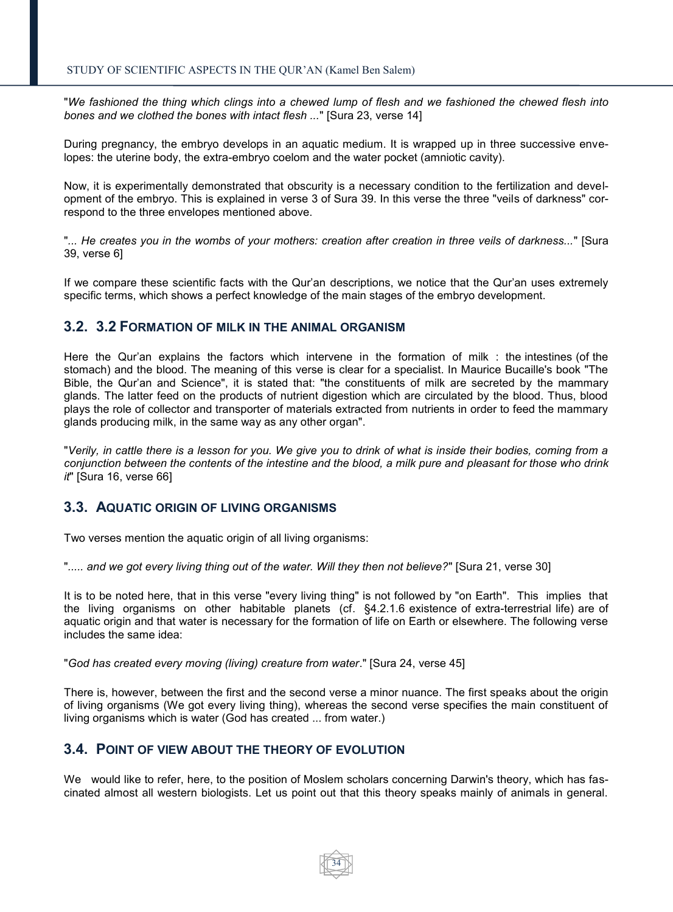"*We fashioned the thing which clings into a chewed lump of flesh and we fashioned the chewed flesh into bones and we clothed the bones with intact flesh ...*" [Sura 23, verse 14]

During pregnancy, the embryo develops in an aquatic medium. It is wrapped up in three successive envelopes: the uterine body, the extra-embryo coelom and the water pocket (amniotic cavity).

Now, it is experimentally demonstrated that obscurity is a necessary condition to the fertilization and development of the embryo. This is explained in verse 3 of Sura 39. In this verse the three "veils of darkness" correspond to the three envelopes mentioned above.

"*... He creates you in the wombs of your mothers: creation after creation in three veils of darkness...*" [Sura 39, verse 6]

If we compare these scientific facts with the Qur'an descriptions, we notice that the Qur'an uses extremely specific terms, which shows a perfect knowledge of the main stages of the embryo development.

## 3.2. 3.2 FORMATION OF MILK IN THE ANIMAL ORGANISM

Here the Qur'an explains the factors which intervene in the formation of milk : the intestines (of the stomach) and the blood. The meaning of this verse is clear for a specialist. In Maurice Bucaille's book "The Bible, the Qur'an and Science", it is stated that: "the constituents of milk are secreted by the mammary glands. The latter feed on the products of nutrient digestion which are circulated by the blood. Thus, blood plays the role of collector and transporter of materials extracted from nutrients in order to feed the mammary glands producing milk, in the same way as any other organ".

"*Verily, in cattle there is a lesson for you. We give you to drink of what is inside their bodies, coming from a conjunction between the contents of the intestine and the blood, a milk pure and pleasant for those who drink it*" [Sura 16, verse 66]

## 3.3. AQUATIC ORIGIN OF LIVING ORGANISMS

Two verses mention the aquatic origin of all living organisms:

"*..... and we got every living thing out of the water. Will they then not believe?*" [Sura 21, verse 30]

It is to be noted here, that in this verse "every living thing" is not followed by "on Earth". This implies that the living organisms on other habitable planets (cf. §4.2.1.6 existence of extra-terrestrial life) are of aquatic origin and that water is necessary for the formation of life on Earth or elsewhere. The following verse includes the same idea:

"*God has created every moving (living) creature from water*." [Sura 24, verse 45]

There is, however, between the first and the second verse a minor nuance. The first speaks about the origin of living organisms (We got every living thing), whereas the second verse specifies the main constituent of living organisms which is water (God has created ... from water.)

## 3.4. POINT OF VIEW ABOUT THE THEORY OF EVOLUTION

We would like to refer, here, to the position of Moslem scholars concerning Darwin's theory, which has fascinated almost all western biologists. Let us point out that this theory speaks mainly of animals in general.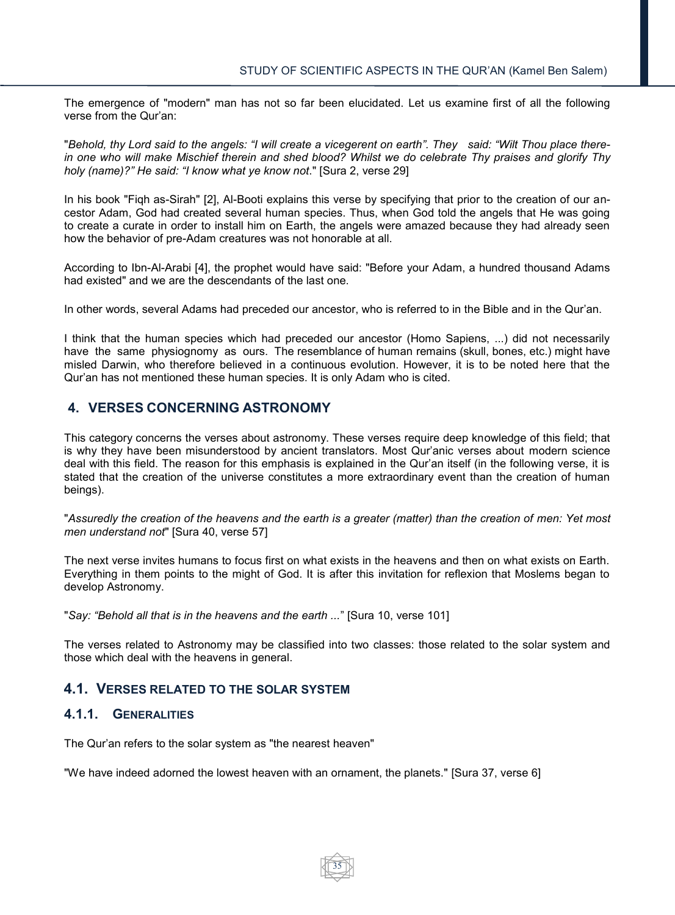The emergence of "modern" man has not so far been elucidated. Let us examine first of all the following verse from the Qur'an:

"*Behold, thy Lord said to the angels: "I will create a vicegerent on earth". They said: "Wilt Thou place therein one who will make Mischief therein and shed blood? Whilst we do celebrate Thy praises and glorify Thy holy (name)?" He said: "I know what ye know not*." [Sura 2, verse 29]

In his book "Fiqh as-Sirah" [2], Al-Booti explains this verse by specifying that prior to the creation of our ancestor Adam, God had created several human species. Thus, when God told the angels that He was going to create a curate in order to install him on Earth, the angels were amazed because they had already seen how the behavior of pre-Adam creatures was not honorable at all.

According to Ibn-Al-Arabi [4], the prophet would have said: "Before your Adam, a hundred thousand Adams had existed" and we are the descendants of the last one.

In other words, several Adams had preceded our ancestor, who is referred to in the Bible and in the Qur'an.

I think that the human species which had preceded our ancestor (Homo Sapiens, ...) did not necessarily have the same physiognomy as ours. The resemblance of human remains (skull, bones, etc.) might have misled Darwin, who therefore believed in a continuous evolution. However, it is to be noted here that the Qur'an has not mentioned these human species. It is only Adam who is cited.

## 4. VERSES CONCERNING ASTRONOMY

This category concerns the verses about astronomy. These verses require deep knowledge of this field; that is why they have been misunderstood by ancient translators. Most Qur'anic verses about modern science deal with this field. The reason for this emphasis is explained in the Qur'an itself (in the following verse, it is stated that the creation of the universe constitutes a more extraordinary event than the creation of human beings).

"*Assuredly the creation of the heavens and the earth is a greater (matter) than the creation of men: Yet most men understand not*" [Sura 40, verse 57]

The next verse invites humans to focus first on what exists in the heavens and then on what exists on Earth. Everything in them points to the might of God. It is after this invitation for reflexion that Moslems began to develop Astronomy.

"*Say: "Behold all that is in the heavens and the earth ...*" [Sura 10, verse 101]

The verses related to Astronomy may be classified into two classes: those related to the solar system and those which deal with the heavens in general.

### 4.1. VERSES RELATED TO THE SOLAR SYSTEM

#### 4.1.1. GENERALITIES

The Qur'an refers to the solar system as "the nearest heaven"

"We have indeed adorned the lowest heaven with an ornament, the planets." [Sura 37, verse 6]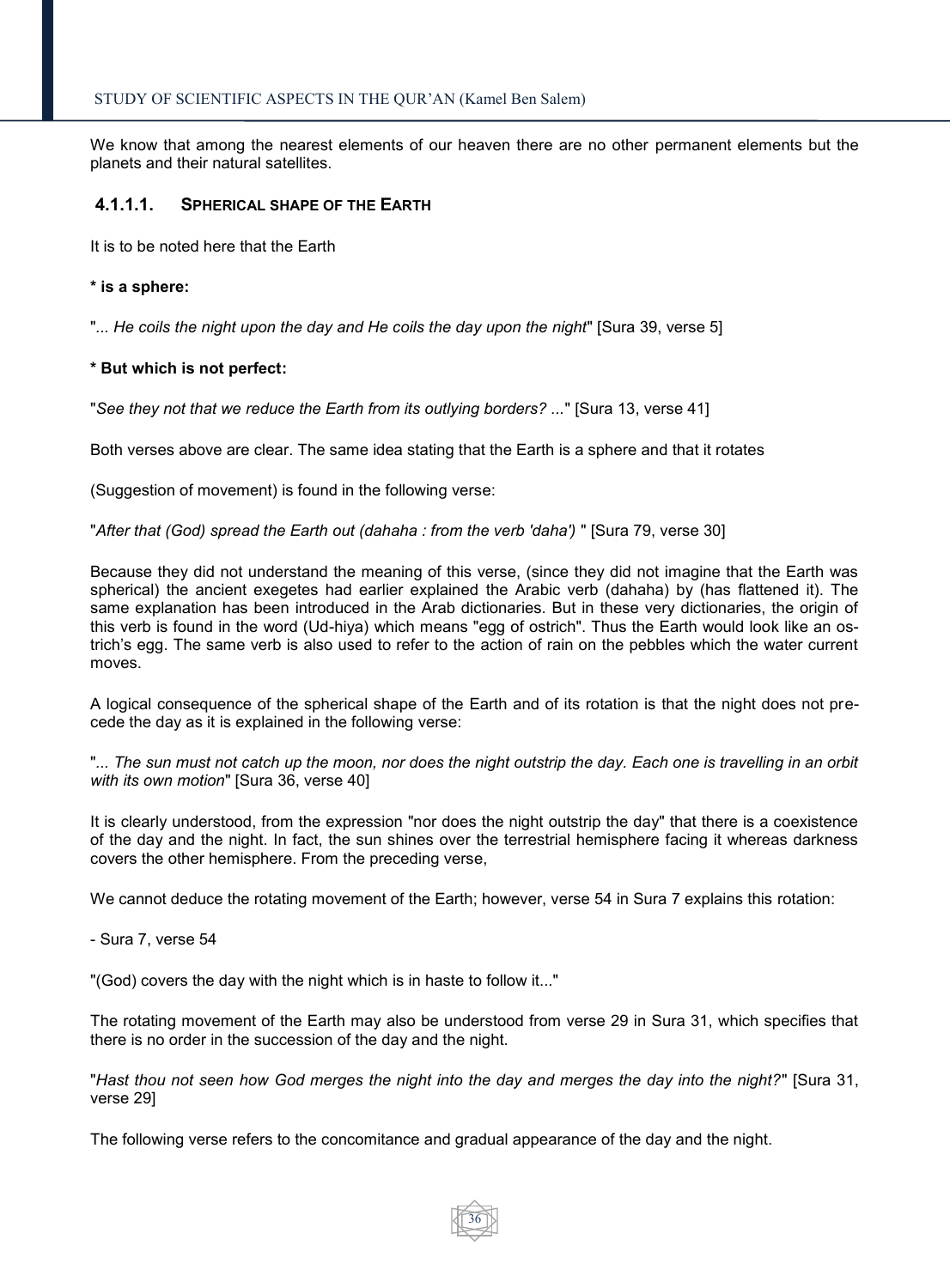We know that among the nearest elements of our heaven there are no other permanent elements but the planets and their natural satellites.

#### 4.1.1.1. Spherical shape of the Earth

It is to be noted here that the Earth

**\* is a sphere:**

"*... He coils the night upon the day and He coils the day upon the night*" [Sura 39, verse 5]

**\* But which is not perfect:**

"*See they not that we reduce the Earth from its outlying borders? ...*" [Sura 13, verse 41]

Both verses above are clear. The same idea stating that the Earth is a sphere and that it rotates

(Suggestion of movement) is found in the following verse:

"*After that (God) spread the Earth out (dahaha : from the verb 'daha')* " [Sura 79, verse 30]

Because they did not understand the meaning of this verse, (since they did not imagine that the Earth was spherical) the ancient exegetes had earlier explained the Arabic verb (dahaha) by (has flattened it). The same explanation has been introduced in the Arab dictionaries. But in these very dictionaries, the origin of this verb is found in the word (Ud-hiya) which means "egg of ostrich". Thus the Earth would look like an ostrich's egg. The same verb is also used to refer to the action of rain on the pebbles which the water current moves.

A logical consequence of the spherical shape of the Earth and of its rotation is that the night does not precede the day as it is explained in the following verse:

"*... The sun must not catch up the moon, nor does the night outstrip the day. Each one is travelling in an orbit with its own motion*" [Sura 36, verse 40]

It is clearly understood, from the expression "nor does the night outstrip the day" that there is a coexistence of the day and the night. In fact, the sun shines over the terrestrial hemisphere facing it whereas darkness covers the other hemisphere. From the preceding verse,

We cannot deduce the rotating movement of the Earth; however, verse 54 in Sura 7 explains this rotation:

- Sura 7, verse 54

"(God) covers the day with the night which is in haste to follow it..."

The rotating movement of the Earth may also be understood from verse 29 in Sura 31, which specifies that there is no order in the succession of the day and the night.

"*Hast thou not seen how God merges the night into the day and merges the day into the night?*" [Sura 31, verse 29]

The following verse refers to the concomitance and gradual appearance of the day and the night.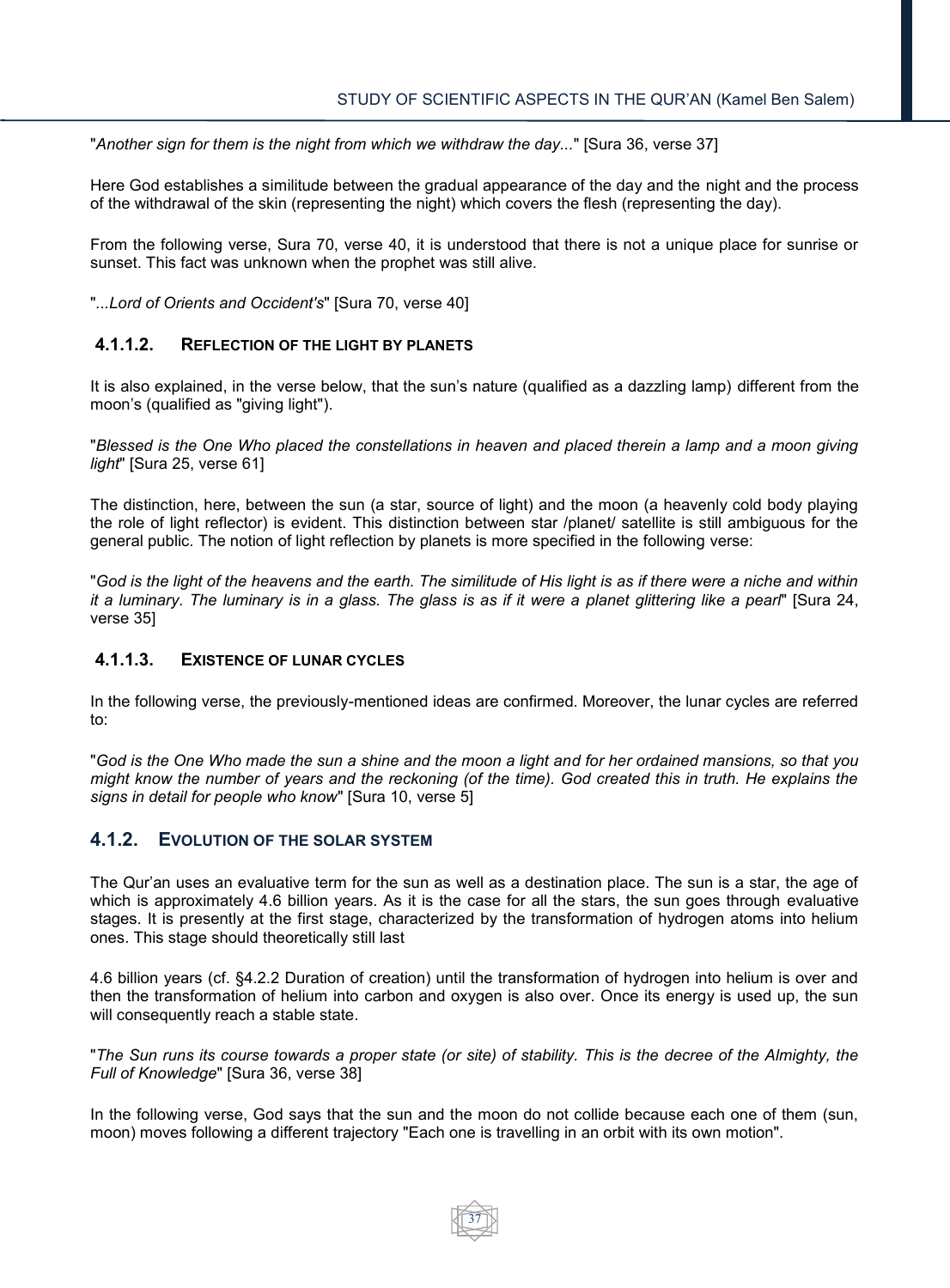"*Another sign for them is the night from which we withdraw the day...*" [Sura 36, verse 37]

Here God establishes a similitude between the gradual appearance of the day and the night and the process of the withdrawal of the skin (representing the night) which covers the flesh (representing the day).

From the following verse, Sura 70, verse 40, it is understood that there is not a unique place for sunrise or sunset. This fact was unknown when the prophet was still alive.

"*...Lord of Orients and Occident's*" [Sura 70, verse 40]

#### 4.1.1.2. REFLECTION OF THE LIGHT BY PLANETS

It is also explained, in the verse below, that the sun's nature (qualified as a dazzling lamp) different from the moon's (qualified as "giving light").

"*Blessed is the One Who placed the constellations in heaven and placed therein a lamp and a moon giving light*" [Sura 25, verse 61]

The distinction, here, between the sun (a star, source of light) and the moon (a heavenly cold body playing the role of light reflector) is evident. This distinction between star /planet/ satellite is still ambiguous for the general public. The notion of light reflection by planets is more specified in the following verse:

"*God is the light of the heavens and the earth. The similitude of His light is as if there were a niche and within it a luminary. The luminary is in a glass. The glass is as if it were a planet glittering like a pearl*" [Sura 24, verse 35]

#### 4.1.1.3. EXISTENCE OF LUNAR CYCLES

In the following verse, the previously-mentioned ideas are confirmed. Moreover, the lunar cycles are referred to:

"*God is the One Who made the sun a shine and the moon a light and for her ordained mansions, so that you might know the number of years and the reckoning (of the time). God created this in truth. He explains the signs in detail for people who know*" [Sura 10, verse 5]

### 4.1.2. EVOLUTION OF THE SOLAR SYSTEM

The Qur'an uses an evaluative term for the sun as well as a destination place. The sun is a star, the age of which is approximately 4.6 billion years. As it is the case for all the stars, the sun goes through evaluative stages. It is presently at the first stage, characterized by the transformation of hydrogen atoms into helium ones. This stage should theoretically still last

4.6 billion years (cf. §4.2.2 Duration of creation) until the transformation of hydrogen into helium is over and then the transformation of helium into carbon and oxygen is also over. Once its energy is used up, the sun will consequently reach a stable state.

"*The Sun runs its course towards a proper state (or site) of stability. This is the decree of the Almighty, the Full of Knowledge*" [Sura 36, verse 38]

In the following verse, God says that the sun and the moon do not collide because each one of them (sun, moon) moves following a different trajectory "Each one is travelling in an orbit with its own motion".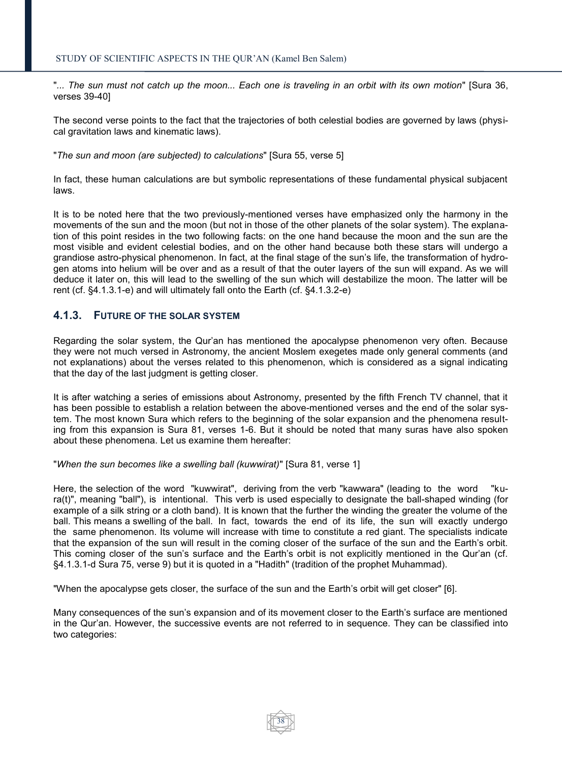"*... The sun must not catch up the moon... Each one is traveling in an orbit with its own motion*" [Sura 36, verses 39-40]

The second verse points to the fact that the trajectories of both celestial bodies are governed by laws (physical gravitation laws and kinematic laws).

"*The sun and moon (are subjected) to calculations*" [Sura 55, verse 5]

In fact, these human calculations are but symbolic representations of these fundamental physical subjacent laws.

It is to be noted here that the two previously-mentioned verses have emphasized only the harmony in the movements of the sun and the moon (but not in those of the other planets of the solar system). The explanation of this point resides in the two following facts: on the one hand because the moon and the sun are the most visible and evident celestial bodies, and on the other hand because both these stars will undergo a grandiose astro-physical phenomenon. In fact, at the final stage of the sun's life, the transformation of hydrogen atoms into helium will be over and as a result of that the outer layers of the sun will expand. As we will deduce it later on, this will lead to the swelling of the sun which will destabilize the moon. The latter will be rent (cf. §4.1.3.1-e) and will ultimately fall onto the Earth (cf. §4.1.3.2-e)

### 4.1.3. FUTURE OF THE SOLAR SYSTEM

Regarding the solar system, the Qur'an has mentioned the apocalypse phenomenon very often. Because they were not much versed in Astronomy, the ancient Moslem exegetes made only general comments (and not explanations) about the verses related to this phenomenon, which is considered as a signal indicating that the day of the last judgment is getting closer.

It is after watching a series of emissions about Astronomy, presented by the fifth French TV channel, that it has been possible to establish a relation between the above-mentioned verses and the end of the solar system. The most known Sura which refers to the beginning of the solar expansion and the phenomena resulting from this expansion is Sura 81, verses 1-6. But it should be noted that many suras have also spoken about these phenomena. Let us examine them hereafter:

"*When the sun becomes like a swelling ball (kuwwirat)*" [Sura 81, verse 1]

Here, the selection of the word "kuwwirat", deriving from the verb "kawwara" (leading to the word "kura(t)", meaning "ball"), is intentional. This verb is used especially to designate the ball-shaped winding (for example of a silk string or a cloth band). It is known that the further the winding the greater the volume of the ball. This means a swelling of the ball. In fact, towards the end of its life, the sun will exactly undergo the same phenomenon. Its volume will increase with time to constitute a red giant. The specialists indicate that the expansion of the sun will result in the coming closer of the surface of the sun and the Earth's orbit. This coming closer of the sun's surface and the Earth's orbit is not explicitly mentioned in the Qur'an (cf. §4.1.3.1-d Sura 75, verse 9) but it is quoted in a "Hadith" (tradition of the prophet Muhammad).

"When the apocalypse gets closer, the surface of the sun and the Earth's orbit will get closer" [6].

Many consequences of the sun's expansion and of its movement closer to the Earth's surface are mentioned in the Qur'an. However, the successive events are not referred to in sequence. They can be classified into two categories: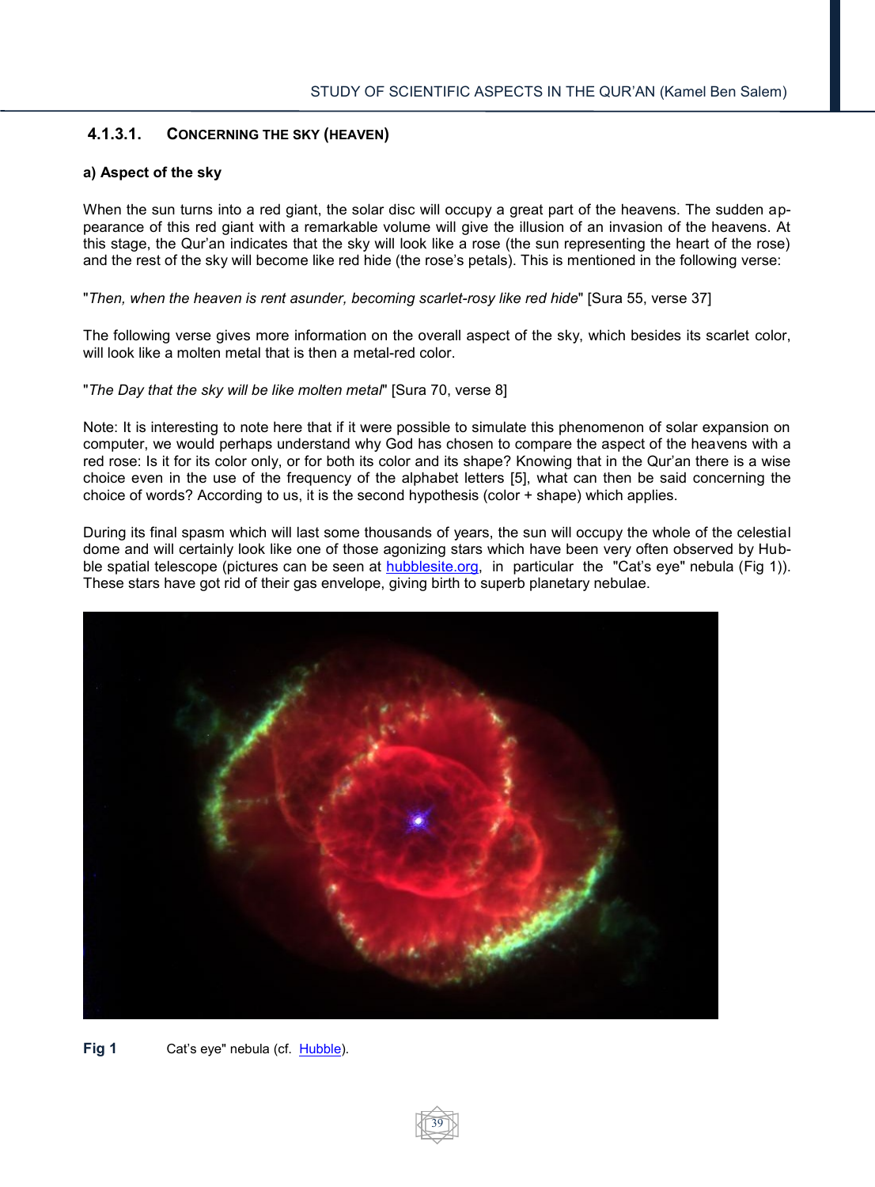#### 4.1.3.1. CONCERNING THE SKY (HEAVEN)

**a) Aspect of the sky**

When the sun turns into a red giant, the solar disc will occupy a great part of the heavens. The sudden appearance of this red giant with a remarkable volume will give the illusion of an invasion of the heavens. At this stage, the Qur'an indicates that the sky will look like a rose (the sun representing the heart of the rose) and the rest of the sky will become like red hide (the rose's petals). This is mentioned in the following verse:

"*Then, when the heaven is rent asunder, becoming scarlet-rosy like red hide*" [Sura 55, verse 37]

The following verse gives more information on the overall aspect of the sky, which besides its scarlet color, will look like a molten metal that is then a metal-red color.

"*The Day that the sky will be like molten metal*" [Sura 70, verse 8]

Note: It is interesting to note here that if it were possible to simulate this phenomenon of solar expansion on computer, we would perhaps understand why God has chosen to compare the aspect of the heavens with a red rose: Is it for its color only, or for both its color and its shape? Knowing that in the Qur'an there is a wise choice even in the use of the frequency of the alphabet letters [5], what can then be said concerning the choice of words? According to us, it is the second hypothesis (color + shape) which applies.

During its final spasm which will last some thousands of years, the sun will occupy the whole of the celestial dome and will certainly look like one of those agonizing stars which have been very often observed by Hubble spatial telescope (pictures can be seen at hubblesite.org, in particular the "Cat's eye" nebula (Fig 1)). These stars have got rid of their gas envelope, giving birth to superb planetary nebulae.

**Fig 1** Cat's eye" nebula (cf. Hubble).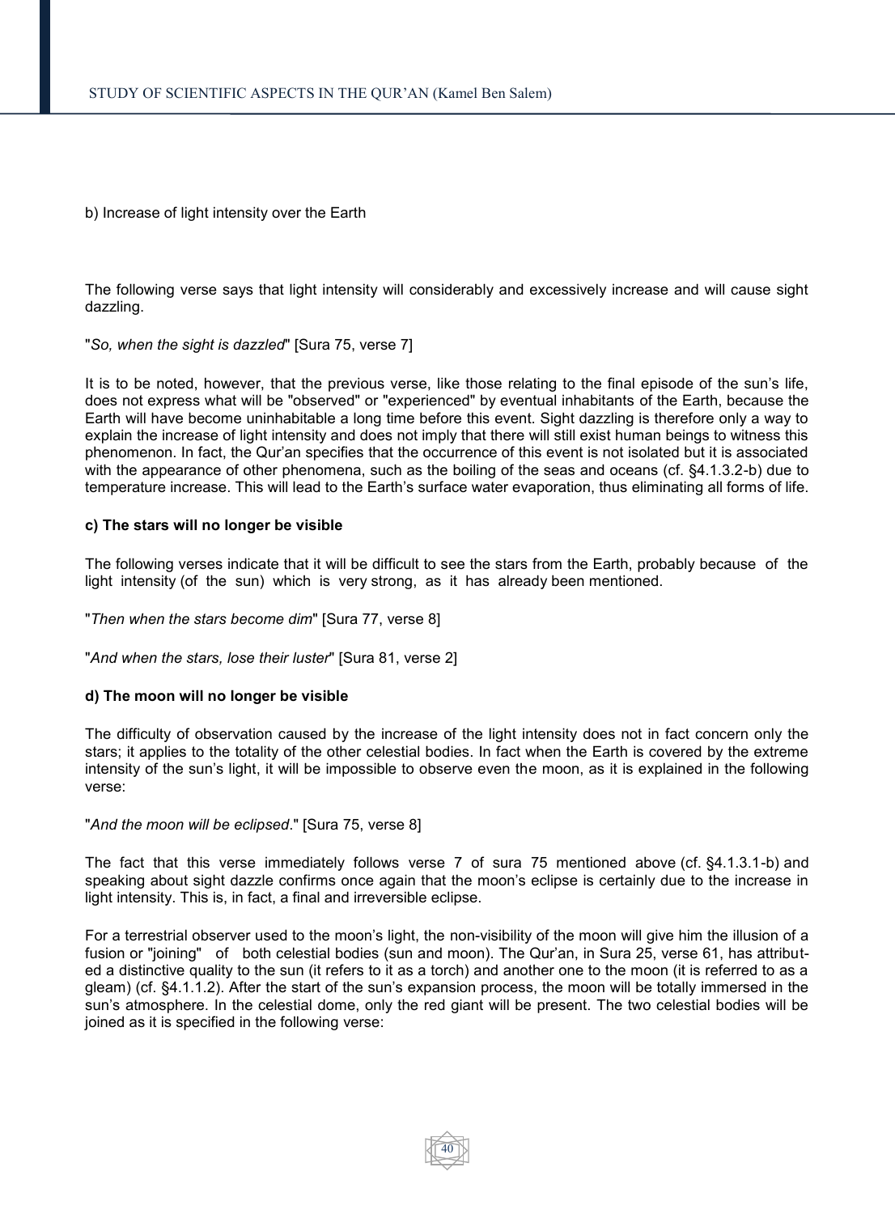b) Increase of light intensity over the Earth

The following verse says that light intensity will considerably and excessively increase and will cause sight dazzling.

"*So, when the sight is dazzled*" [Sura 75, verse 7]

It is to be noted, however, that the previous verse, like those relating to the final episode of the sun's life, does not express what will be "observed" or "experienced" by eventual inhabitants of the Earth, because the Earth will have become uninhabitable a long time before this event. Sight dazzling is therefore only a way to explain the increase of light intensity and does not imply that there will still exist human beings to witness this phenomenon. In fact, the Qur'an specifies that the occurrence of this event is not isolated but it is associated with the appearance of other phenomena, such as the boiling of the seas and oceans (cf. §4.1.3.2-b) due to temperature increase. This will lead to the Earth's surface water evaporation, thus eliminating all forms of life.

**c) The stars will no longer be visible**

The following verses indicate that it will be difficult to see the stars from the Earth, probably because of the light intensity (of the sun) which is very strong, as it has already been mentioned.

"*Then when the stars become dim*" [Sura 77, verse 8]

"*And when the stars, lose their luster*" [Sura 81, verse 2]

**d) The moon will no longer be visible**

The difficulty of observation caused by the increase of the light intensity does not in fact concern only the stars; it applies to the totality of the other celestial bodies. In fact when the Earth is covered by the extreme intensity of the sun's light, it will be impossible to observe even the moon, as it is explained in the following verse:

"*And the moon will be eclipsed*." [Sura 75, verse 8]

The fact that this verse immediately follows verse 7 of sura 75 mentioned above (cf. §4.1.3.1-b) and speaking about sight dazzle confirms once again that the moon's eclipse is certainly due to the increase in light intensity. This is, in fact, a final and irreversible eclipse.

For a terrestrial observer used to the moon's light, the non-visibility of the moon will give him the illusion of a fusion or "joining" of both celestial bodies (sun and moon). The Qur'an, in Sura 25, verse 61, has attributed a distinctive quality to the sun (it refers to it as a torch) and another one to the moon (it is referred to as a gleam) (cf. §4.1.1.2). After the start of the sun's expansion process, the moon will be totally immersed in the sun's atmosphere. In the celestial dome, only the red giant will be present. The two celestial bodies will be joined as it is specified in the following verse: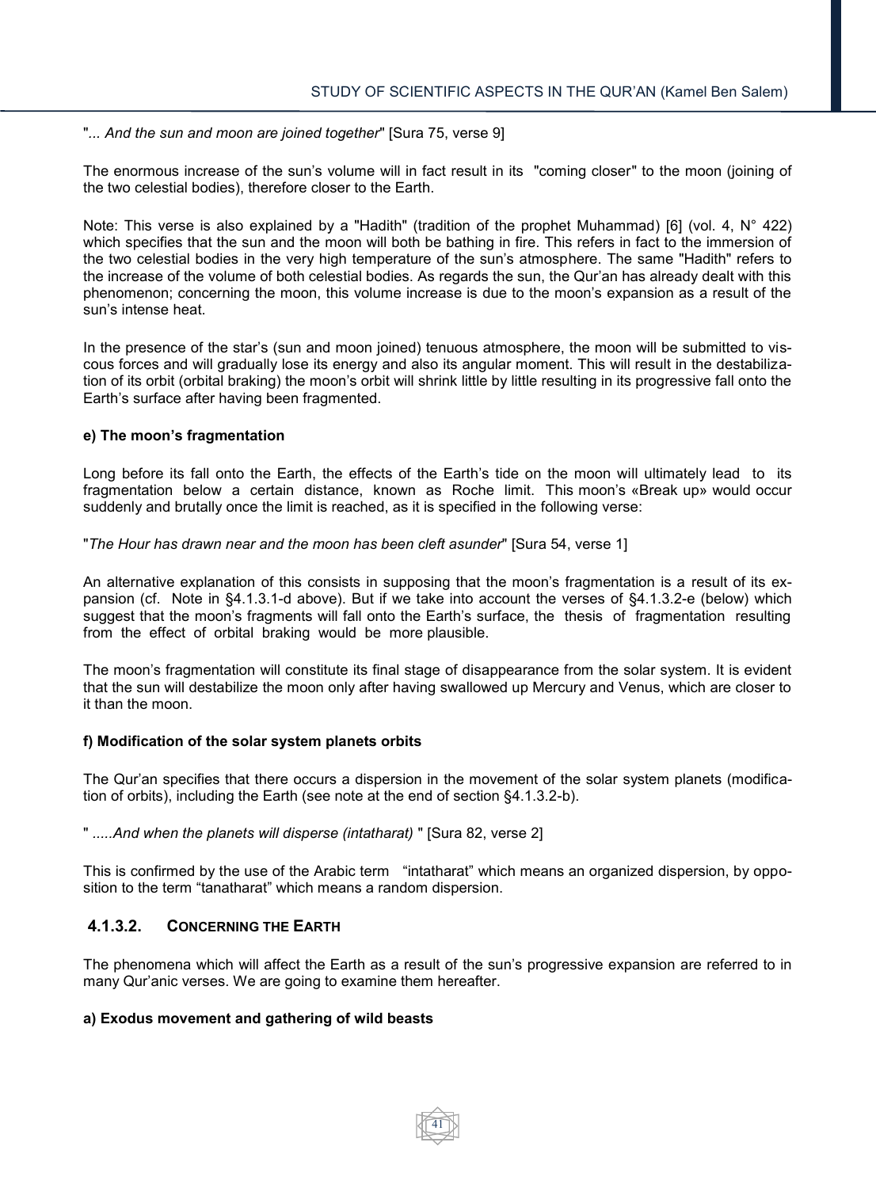"*... And the sun and moon are joined together*" [Sura 75, verse 9]

The enormous increase of the sun's volume will in fact result in its "coming closer" to the moon (joining of the two celestial bodies), therefore closer to the Earth.

Note: This verse is also explained by a "Hadith" (tradition of the prophet Muhammad) [6] (vol. 4, N° 422) which specifies that the sun and the moon will both be bathing in fire. This refers in fact to the immersion of the two celestial bodies in the very high temperature of the sun's atmosphere. The same "Hadith" refers to the increase of the volume of both celestial bodies. As regards the sun, the Qur'an has already dealt with this phenomenon; concerning the moon, this volume increase is due to the moon's expansion as a result of the sun's intense heat.

In the presence of the star's (sun and moon joined) tenuous atmosphere, the moon will be submitted to viscous forces and will gradually lose its energy and also its angular moment. This will result in the destabilization of its orbit (orbital braking) the moon's orbit will shrink little by little resulting in its progressive fall onto the Earth's surface after having been fragmented.

#### e) The moon's fragmentation

Long before its fall onto the Earth, the effects of the Earth's tide on the moon will ultimately lead to its fragmentation below a certain distance, known as Roche limit. This moon's «Break up» would occur suddenly and brutally once the limit is reached, as it is specified in the following verse:

"*The Hour has drawn near and the moon has been cleft asunder*" [Sura 54, verse 1]

An alternative explanation of this consists in supposing that the moon's fragmentation is a result of its expansion (cf. Note in §4.1.3.1-d above). But if we take into account the verses of §4.1.3.2-e (below) which suggest that the moon's fragments will fall onto the Earth's surface, the thesis of fragmentation resulting from the effect of orbital braking would be more plausible.

The moon's fragmentation will constitute its final stage of disappearance from the solar system. It is evident that the sun will destabilize the moon only after having swallowed up Mercury and Venus, which are closer to it than the moon.

#### f) Modification of the solar system planets orbits

The Qur'an specifies that there occurs a dispersion in the movement of the solar system planets (modification of orbits), including the Earth (see note at the end of section §4.1.3.2-b).

" *.....And when the planets will disperse (intatharat)* " [Sura 82, verse 2]

This is confirmed by the use of the Arabic term "intatharat" which means an organized dispersion, by opposition to the term "tanatharat" which means a random dispersion.

### 4.1.3.2. Concerning the Earth

The phenomena which will affect the Earth as a result of the sun's progressive expansion are referred to in many Qur'anic verses. We are going to examine them hereafter.

#### a) Exodus movement and gathering of wild beasts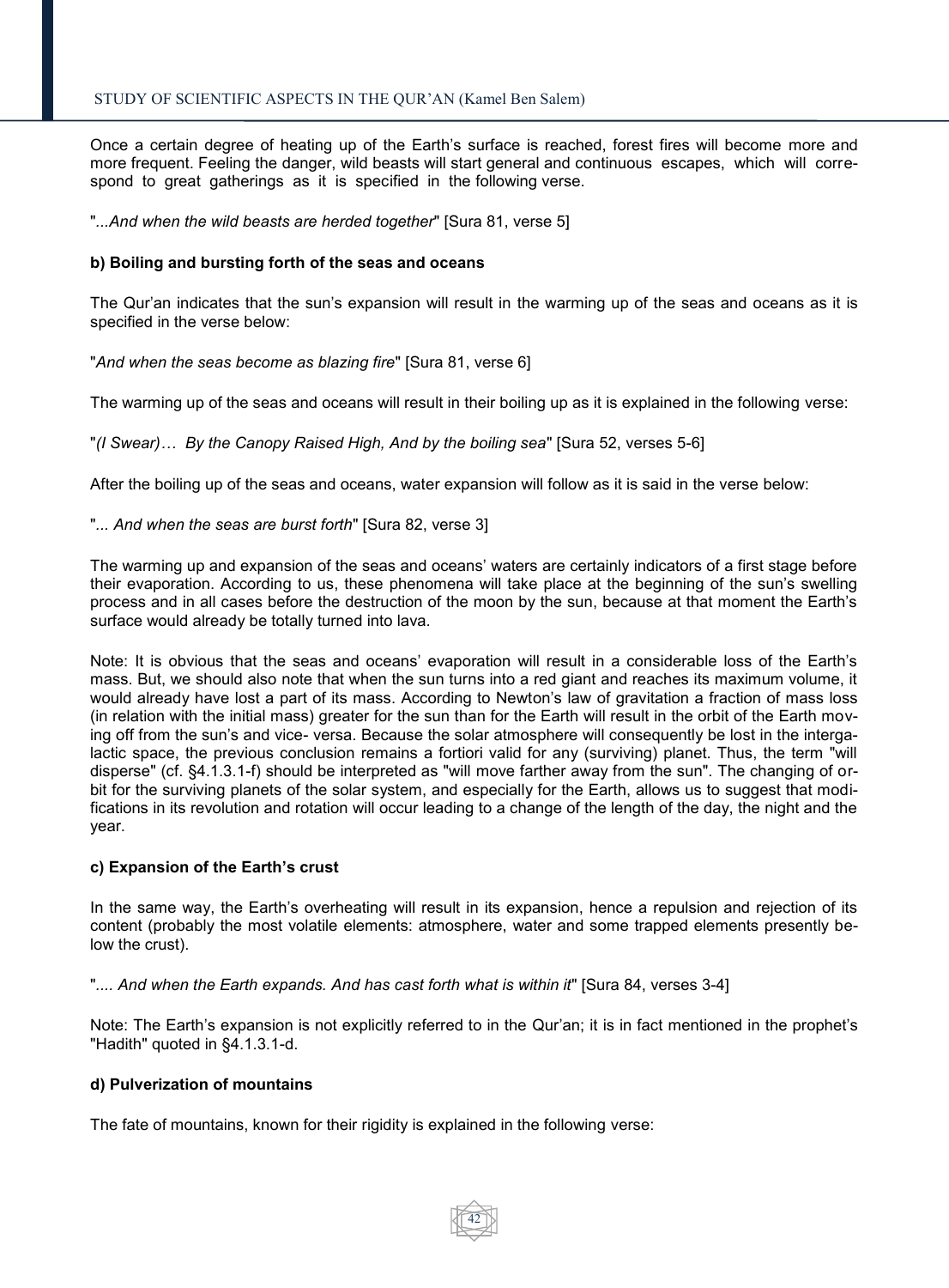Once a certain degree of heating up of the Earth's surface is reached, forest fires will become more and more frequent. Feeling the danger, wild beasts will start general and continuous escapes, which will correspond to great gatherings as it is specified in the following verse.

"*...And when the wild beasts are herded together*" [Sura 81, verse 5]

**b) Boiling and bursting forth of the seas and oceans**

The Qur'an indicates that the sun's expansion will result in the warming up of the seas and oceans as it is specified in the verse below:

"*And when the seas become as blazing fire*" [Sura 81, verse 6]

The warming up of the seas and oceans will result in their boiling up as it is explained in the following verse:

"*(I Swear)… By the Canopy Raised High, And by the boiling sea*" [Sura 52, verses 5-6]

After the boiling up of the seas and oceans, water expansion will follow as it is said in the verse below:

"*... And when the seas are burst forth*" [Sura 82, verse 3]

The warming up and expansion of the seas and oceans' waters are certainly indicators of a first stage before their evaporation. According to us, these phenomena will take place at the beginning of the sun's swelling process and in all cases before the destruction of the moon by the sun, because at that moment the Earth's surface would already be totally turned into lava.

Note: It is obvious that the seas and oceans' evaporation will result in a considerable loss of the Earth's mass. But, we should also note that when the sun turns into a red giant and reaches its maximum volume, it would already have lost a part of its mass. According to Newton's law of gravitation a fraction of mass loss (in relation with the initial mass) greater for the sun than for the Earth will result in the orbit of the Earth moving off from the sun's and vice- versa. Because the solar atmosphere will consequently be lost in the intergalactic space, the previous conclusion remains a fortiori valid for any (surviving) planet. Thus, the term "will disperse" (cf. §4.1.3.1-f) should be interpreted as "will move farther away from the sun". The changing of orbit for the surviving planets of the solar system, and especially for the Earth, allows us to suggest that modifications in its revolution and rotation will occur leading to a change of the length of the day, the night and the year.

**c) Expansion of the Earth's crust**

In the same way, the Earth's overheating will result in its expansion, hence a repulsion and rejection of its content (probably the most volatile elements: atmosphere, water and some trapped elements presently below the crust).

"*.... And when the Earth expands. And has cast forth what is within it*" [Sura 84, verses 3-4]

Note: The Earth's expansion is not explicitly referred to in the Qur'an; it is in fact mentioned in the prophet's "Hadith" quoted in §4.1.3.1-d.

**d) Pulverization of mountains**

The fate of mountains, known for their rigidity is explained in the following verse: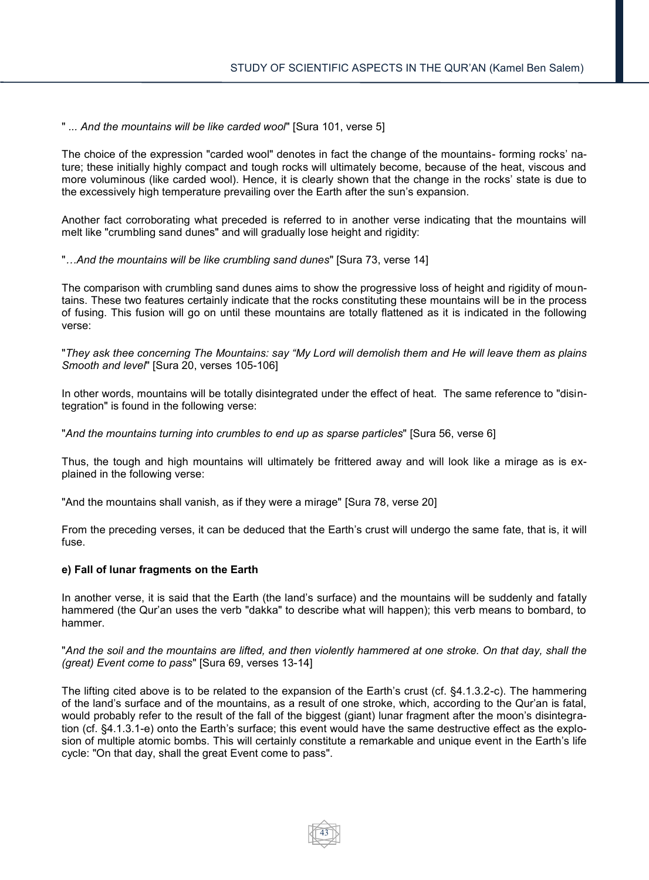" ... *And the mountains will be like carded wool*" [Sura 101, verse 5]

The choice of the expression "carded wool" denotes in fact the change of the mountains- forming rocks' nature; these initially highly compact and tough rocks will ultimately become, because of the heat, viscous and more voluminous (like carded wool). Hence, it is clearly shown that the change in the rocks' state is due to the excessively high temperature prevailing over the Earth after the sun's expansion.

Another fact corroborating what preceded is referred to in another verse indicating that the mountains will melt like "crumbling sand dunes" and will gradually lose height and rigidity:

"*…And the mountains will be like crumbling sand dunes*" [Sura 73, verse 14]

The comparison with crumbling sand dunes aims to show the progressive loss of height and rigidity of mountains. These two features certainly indicate that the rocks constituting these mountains will be in the process of fusing. This fusion will go on until these mountains are totally flattened as it is indicated in the following verse:

"*They ask thee concerning The Mountains: say "My Lord will demolish them and He will leave them as plains Smooth and level*" [Sura 20, verses 105-106]

In other words, mountains will be totally disintegrated under the effect of heat. The same reference to "disintegration" is found in the following verse:

"*And the mountains turning into crumbles to end up as sparse particles*" [Sura 56, verse 6]

Thus, the tough and high mountains will ultimately be frittered away and will look like a mirage as is explained in the following verse:

"And the mountains shall vanish, as if they were a mirage" [Sura 78, verse 20]

From the preceding verses, it can be deduced that the Earth's crust will undergo the same fate, that is, it will fuse.

**e) Fall of lunar fragments on the Earth**

In another verse, it is said that the Earth (the land's surface) and the mountains will be suddenly and fatally hammered (the Qur'an uses the verb "dakka" to describe what will happen); this verb means to bombard, to hammer.

"*And the soil and the mountains are lifted, and then violently hammered at one stroke. On that day, shall the (great) Event come to pass*" [Sura 69, verses 13-14]

The lifting cited above is to be related to the expansion of the Earth's crust (cf. §4.1.3.2-c). The hammering of the land's surface and of the mountains, as a result of one stroke, which, according to the Qur'an is fatal, would probably refer to the result of the fall of the biggest (giant) lunar fragment after the moon's disintegration (cf. §4.1.3.1-e) onto the Earth's surface; this event would have the same destructive effect as the explosion of multiple atomic bombs. This will certainly constitute a remarkable and unique event in the Earth's life cycle: "On that day, shall the great Event come to pass".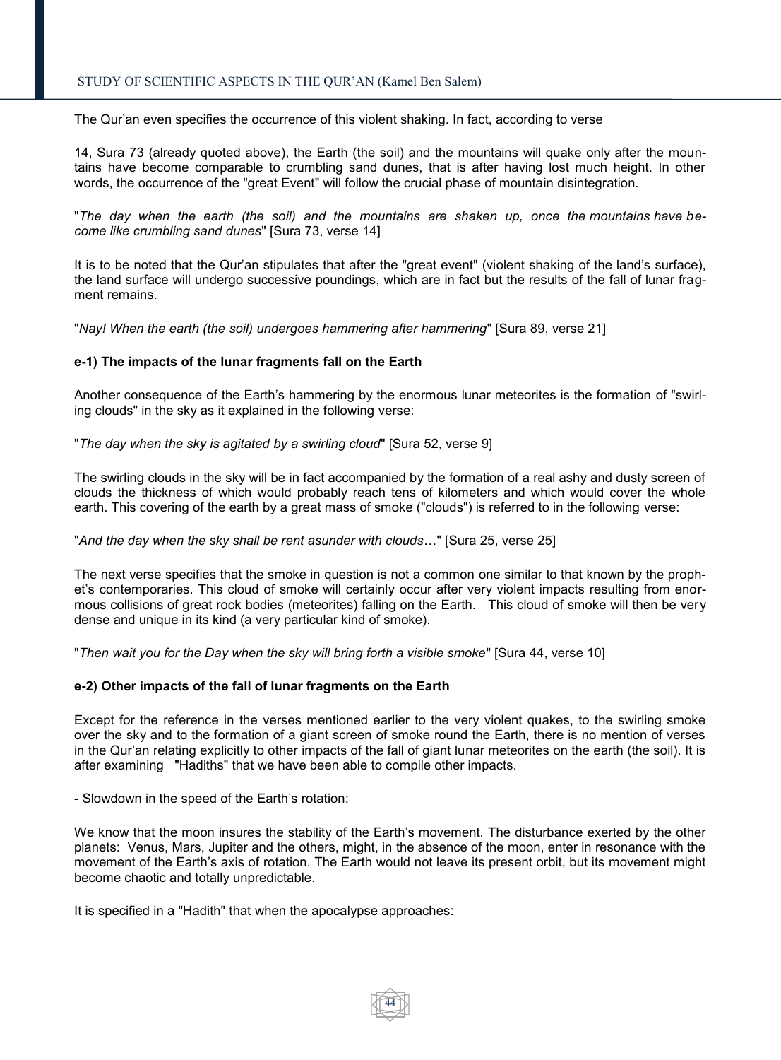The Qur'an even specifies the occurrence of this violent shaking. In fact, according to verse

14, Sura 73 (already quoted above), the Earth (the soil) and the mountains will quake only after the mountains have become comparable to crumbling sand dunes, that is after having lost much height. In other words, the occurrence of the "great Event" will follow the crucial phase of mountain disintegration.

"*The day when the earth (the soil) and the mountains are shaken up, once the mountains have become like crumbling sand dunes*" [Sura 73, verse 14]

It is to be noted that the Qur'an stipulates that after the "great event" (violent shaking of the land's surface), the land surface will undergo successive poundings, which are in fact but the results of the fall of lunar fragment remains.

"*Nay! When the earth (the soil) undergoes hammering after hammering*" [Sura 89, verse 21]

**e-1) The impacts of the lunar fragments fall on the Earth**

Another consequence of the Earth's hammering by the enormous lunar meteorites is the formation of "swirling clouds" in the sky as it explained in the following verse:

"*The day when the sky is agitated by a swirling cloud*" [Sura 52, verse 9]

The swirling clouds in the sky will be in fact accompanied by the formation of a real ashy and dusty screen of clouds the thickness of which would probably reach tens of kilometers and which would cover the whole earth. This covering of the earth by a great mass of smoke ("clouds") is referred to in the following verse:

"*And the day when the sky shall be rent asunder with clouds*…" [Sura 25, verse 25]

The next verse specifies that the smoke in question is not a common one similar to that known by the prophet's contemporaries. This cloud of smoke will certainly occur after very violent impacts resulting from enormous collisions of great rock bodies (meteorites) falling on the Earth. This cloud of smoke will then be very dense and unique in its kind (a very particular kind of smoke).

"*Then wait you for the Day when the sky will bring forth a visible smoke*" [Sura 44, verse 10]

**e-2) Other impacts of the fall of lunar fragments on the Earth**

Except for the reference in the verses mentioned earlier to the very violent quakes, to the swirling smoke over the sky and to the formation of a giant screen of smoke round the Earth, there is no mention of verses in the Qur'an relating explicitly to other impacts of the fall of giant lunar meteorites on the earth (the soil). It is after examining "Hadiths" that we have been able to compile other impacts.

- Slowdown in the speed of the Earth's rotation:

We know that the moon insures the stability of the Earth's movement. The disturbance exerted by the other planets: Venus, Mars, Jupiter and the others, might, in the absence of the moon, enter in resonance with the movement of the Earth's axis of rotation. The Earth would not leave its present orbit, but its movement might become chaotic and totally unpredictable.

It is specified in a "Hadith" that when the apocalypse approaches: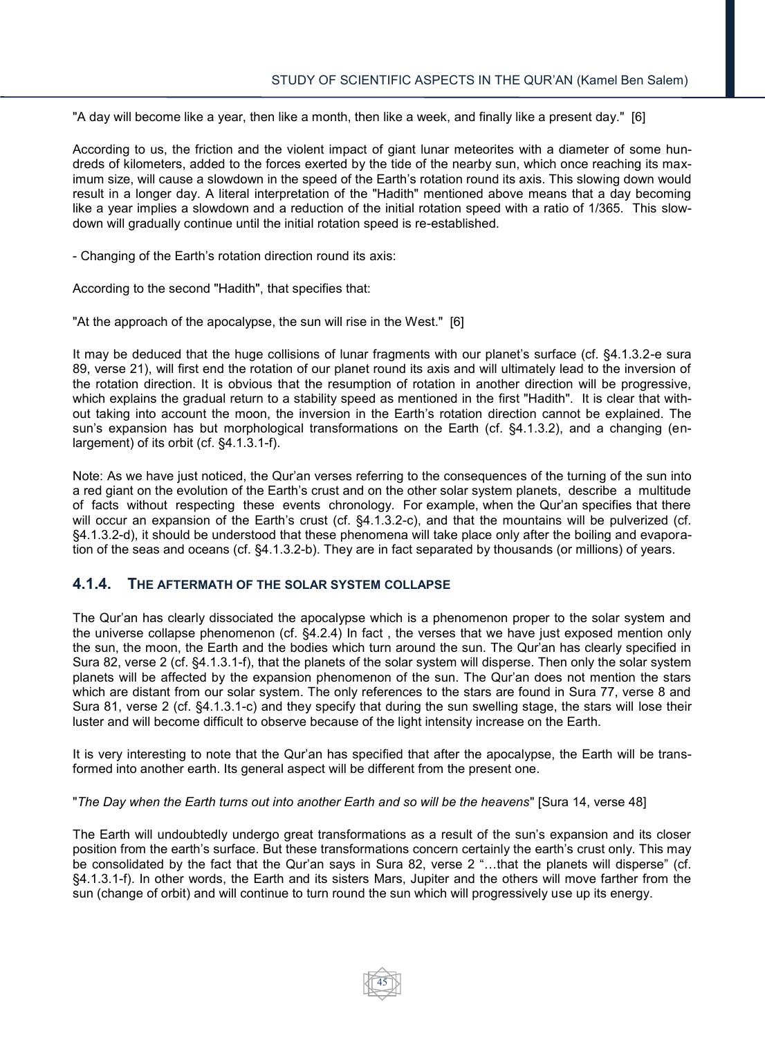"A day will become like a year, then like a month, then like a week, and finally like a present day." [6]

According to us, the friction and the violent impact of giant lunar meteorites with a diameter of some hundreds of kilometers, added to the forces exerted by the tide of the nearby sun, which once reaching its maximum size, will cause a slowdown in the speed of the Earth's rotation round its axis. This slowing down would result in a longer day. A literal interpretation of the "Hadith" mentioned above means that a day becoming like a year implies a slowdown and a reduction of the initial rotation speed with a ratio of 1/365. This slowdown will gradually continue until the initial rotation speed is re-established.

- Changing of the Earth's rotation direction round its axis:

According to the second "Hadith", that specifies that:

"At the approach of the apocalypse, the sun will rise in the West." [6]

It may be deduced that the huge collisions of lunar fragments with our planet's surface (cf. §4.1.3.2-e sura 89, verse 21), will first end the rotation of our planet round its axis and will ultimately lead to the inversion of the rotation direction. It is obvious that the resumption of rotation in another direction will be progressive, which explains the gradual return to a stability speed as mentioned in the first "Hadith". It is clear that without taking into account the moon, the inversion in the Earth's rotation direction cannot be explained. The sun's expansion has but morphological transformations on the Earth (cf. §4.1.3.2), and a changing (enlargement) of its orbit (cf. §4.1.3.1-f).

Note: As we have just noticed, the Qur'an verses referring to the consequences of the turning of the sun into a red giant on the evolution of the Earth's crust and on the other solar system planets, describe a multitude of facts without respecting these events chronology. For example, when the Qur'an specifies that there will occur an expansion of the Earth's crust (cf. §4.1.3.2-c), and that the mountains will be pulverized (cf. §4.1.3.2-d), it should be understood that these phenomena will take place only after the boiling and evaporation of the seas and oceans (cf. §4.1.3.2-b). They are in fact separated by thousands (or millions) of years.

### 4.1.4. The aftermath of the solar system collapse

The Qur'an has clearly dissociated the apocalypse which is a phenomenon proper to the solar system and the universe collapse phenomenon (cf. §4.2.4) In fact , the verses that we have just exposed mention only the sun, the moon, the Earth and the bodies which turn around the sun. The Qur'an has clearly specified in Sura 82, verse 2 (cf. §4.1.3.1-f), that the planets of the solar system will disperse. Then only the solar system planets will be affected by the expansion phenomenon of the sun. The Qur'an does not mention the stars which are distant from our solar system. The only references to the stars are found in Sura 77, verse 8 and Sura 81, verse 2 (cf. §4.1.3.1-c) and they specify that during the sun swelling stage, the stars will lose their luster and will become difficult to observe because of the light intensity increase on the Earth.

It is very interesting to note that the Qur'an has specified that after the apocalypse, the Earth will be transformed into another earth. Its general aspect will be different from the present one.

"*The Day when the Earth turns out into another Earth and so will be the heavens*" [Sura 14, verse 48]

The Earth will undoubtedly undergo great transformations as a result of the sun's expansion and its closer position from the earth's surface. But these transformations concern certainly the earth's crust only. This may be consolidated by the fact that the Qur'an says in Sura 82, verse 2 "…that the planets will disperse" (cf. §4.1.3.1-f). In other words, the Earth and its sisters Mars, Jupiter and the others will move farther from the sun (change of orbit) and will continue to turn round the sun which will progressively use up its energy.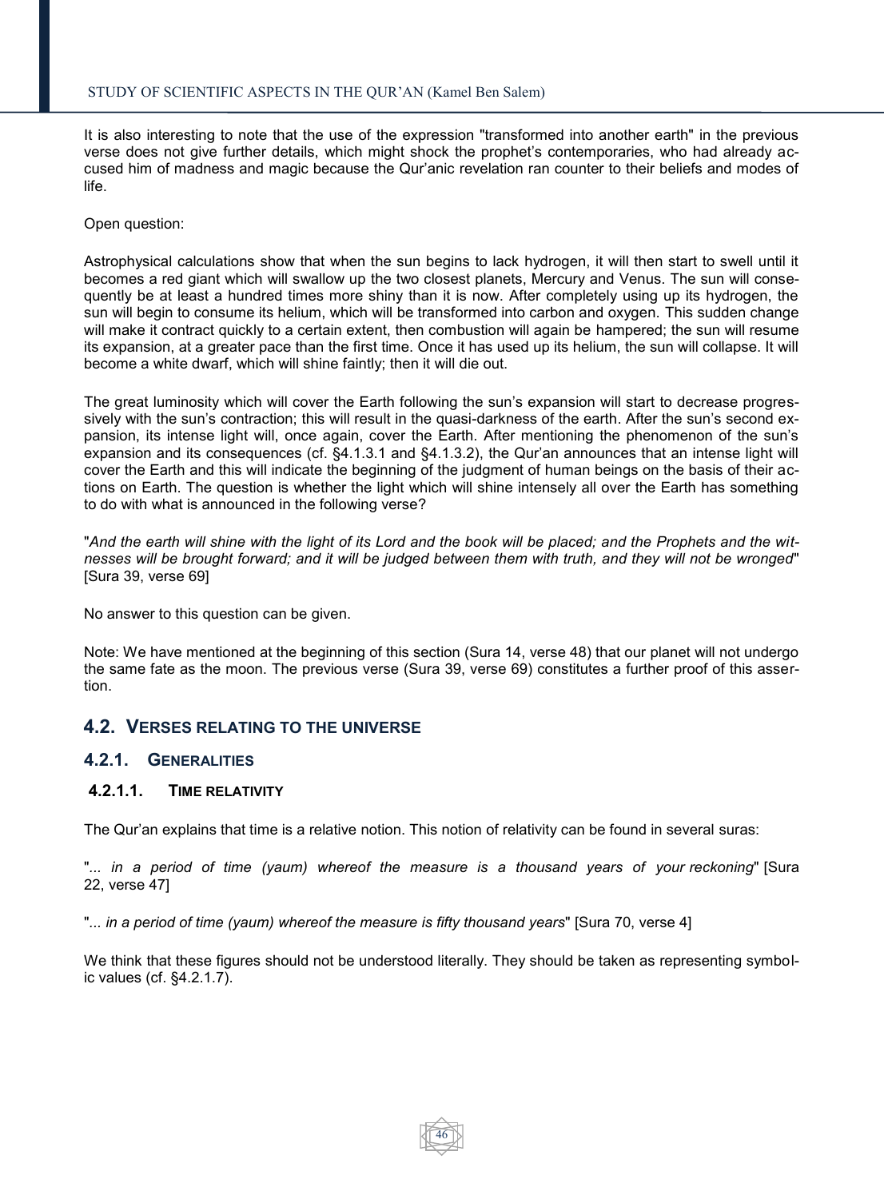It is also interesting to note that the use of the expression "transformed into another earth" in the previous verse does not give further details, which might shock the prophet's contemporaries, who had already accused him of madness and magic because the Qur'anic revelation ran counter to their beliefs and modes of life.

Open question:

Astrophysical calculations show that when the sun begins to lack hydrogen, it will then start to swell until it becomes a red giant which will swallow up the two closest planets, Mercury and Venus. The sun will consequently be at least a hundred times more shiny than it is now. After completely using up its hydrogen, the sun will begin to consume its helium, which will be transformed into carbon and oxygen. This sudden change will make it contract quickly to a certain extent, then combustion will again be hampered; the sun will resume its expansion, at a greater pace than the first time. Once it has used up its helium, the sun will collapse. It will become a white dwarf, which will shine faintly; then it will die out.

The great luminosity which will cover the Earth following the sun's expansion will start to decrease progressively with the sun's contraction; this will result in the quasi-darkness of the earth. After the sun's second expansion, its intense light will, once again, cover the Earth. After mentioning the phenomenon of the sun's expansion and its consequences (cf. §4.1.3.1 and §4.1.3.2), the Qur'an announces that an intense light will cover the Earth and this will indicate the beginning of the judgment of human beings on the basis of their actions on Earth. The question is whether the light which will shine intensely all over the Earth has something to do with what is announced in the following verse?

"*And the earth will shine with the light of its Lord and the book will be placed; and the Prophets and the witnesses will be brought forward; and it will be judged between them with truth, and they will not be wronged*" [Sura 39, verse 69]

No answer to this question can be given.

Note: We have mentioned at the beginning of this section (Sura 14, verse 48) that our planet will not undergo the same fate as the moon. The previous verse (Sura 39, verse 69) constitutes a further proof of this assertion.

## 4.2. VERSES RELATING TO THE UNIVERSE

### 4.2.1. GENERALITIES

#### 4.2.1.1. TIME RELATIVITY

The Qur'an explains that time is a relative notion. This notion of relativity can be found in several suras:

"*... in a period of time (yaum) whereof the measure is a thousand years of your reckoning*" [Sura 22, verse 47]

"*... in a period of time (yaum) whereof the measure is fifty thousand years*" [Sura 70, verse 4]

We think that these figures should not be understood literally. They should be taken as representing symbolic values (cf. §4.2.1.7).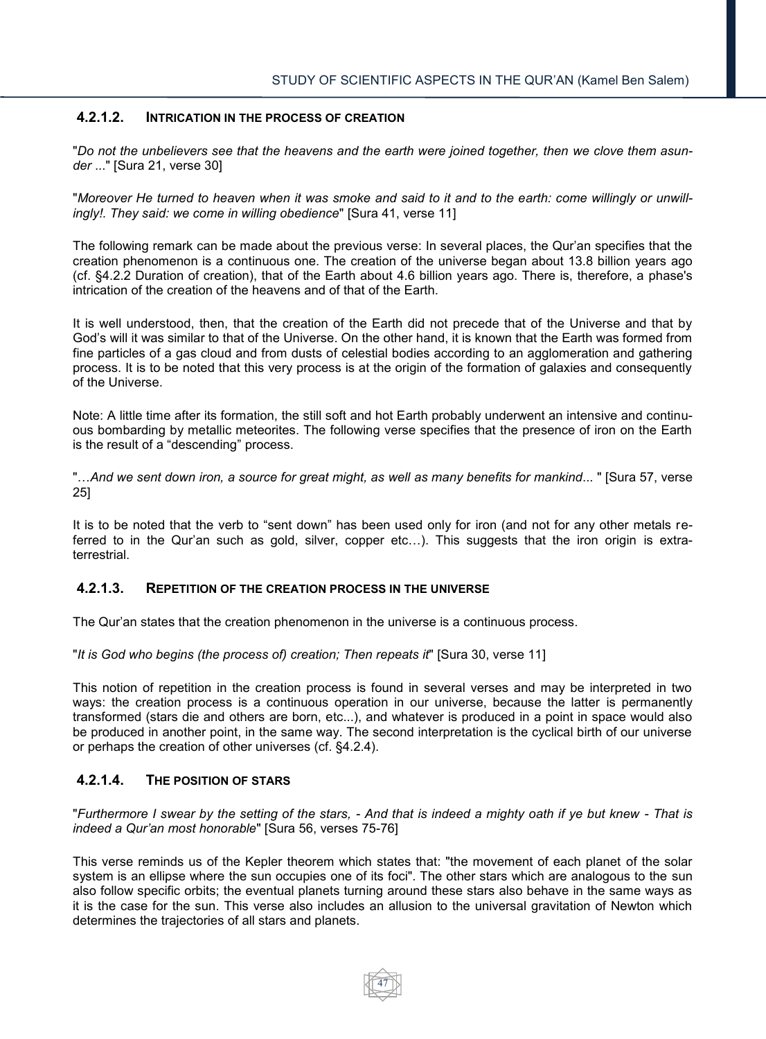#### 4.2.1.2. INTRICATION IN THE PROCESS OF CREATION

"*Do not the unbelievers see that the heavens and the earth were joined together, then we clove them asunder* ..." [Sura 21, verse 30]

"*Moreover He turned to heaven when it was smoke and said to it and to the earth: come willingly or unwillingly!. They said: we come in willing obedience*" [Sura 41, verse 11]

The following remark can be made about the previous verse: In several places, the Qur'an specifies that the creation phenomenon is a continuous one. The creation of the universe began about 13.8 billion years ago (cf. §4.2.2 Duration of creation), that of the Earth about 4.6 billion years ago. There is, therefore, a phase's intrication of the creation of the heavens and of that of the Earth.

It is well understood, then, that the creation of the Earth did not precede that of the Universe and that by God's will it was similar to that of the Universe. On the other hand, it is known that the Earth was formed from fine particles of a gas cloud and from dusts of celestial bodies according to an agglomeration and gathering process. It is to be noted that this very process is at the origin of the formation of galaxies and consequently of the Universe.

Note: A little time after its formation, the still soft and hot Earth probably underwent an intensive and continuous bombarding by metallic meteorites. The following verse specifies that the presence of iron on the Earth is the result of a "descending" process.

"…*And we sent down iron, a source for great might, as well as many benefits for mankind*... " [Sura 57, verse 25]

It is to be noted that the verb to "sent down" has been used only for iron (and not for any other metals referred to in the Qur'an such as gold, silver, copper etc…). This suggests that the iron origin is extra-terrestrial.

#### 4.2.1.3. REPETITION OF THE CREATION PROCESS IN THE UNIVERSE

The Qur'an states that the creation phenomenon in the universe is a continuous process.

"*It is God who begins (the process of) creation; Then repeats it*" [Sura 30, verse 11]

This notion of repetition in the creation process is found in several verses and may be interpreted in two ways: the creation process is a continuous operation in our universe, because the latter is permanently transformed (stars die and others are born, etc...), and whatever is produced in a point in space would also be produced in another point, in the same way. The second interpretation is the cyclical birth of our universe or perhaps the creation of other universes (cf. §4.2.4).

#### 4.2.1.4. THE POSITION OF STARS

"*Furthermore I swear by the setting of the stars, - And that is indeed a mighty oath if ye but knew - That is indeed a Qur'an most honorable*" [Sura 56, verses 75-76]

This verse reminds us of the Kepler theorem which states that: "the movement of each planet of the solar system is an ellipse where the sun occupies one of its foci". The other stars which are analogous to the sun also follow specific orbits; the eventual planets turning around these stars also behave in the same ways as it is the case for the sun. This verse also includes an allusion to the universal gravitation of Newton which determines the trajectories of all stars and planets.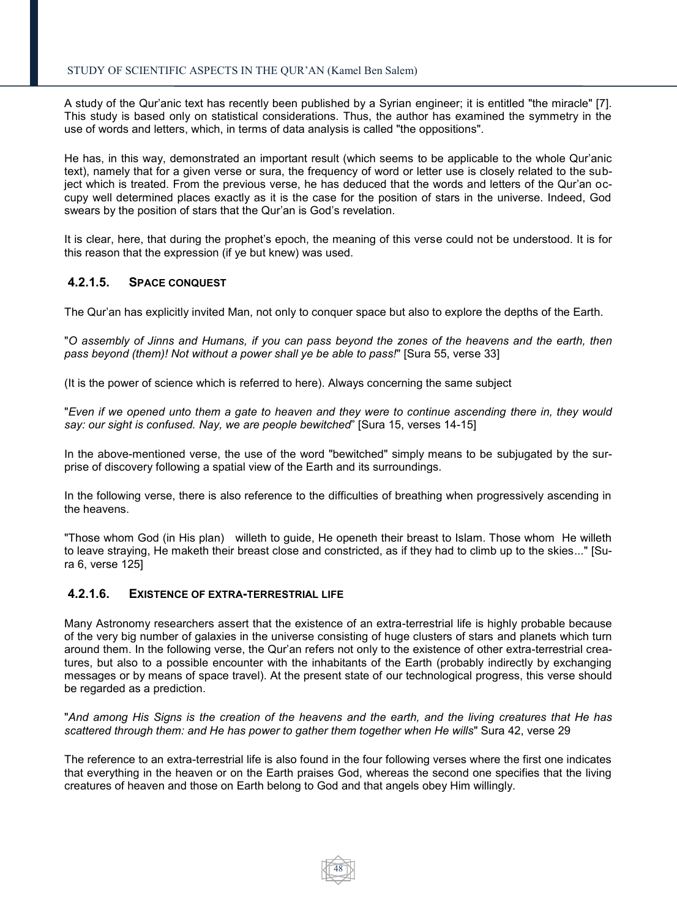A study of the Qur'anic text has recently been published by a Syrian engineer; it is entitled "the miracle" [7]. This study is based only on statistical considerations. Thus, the author has examined the symmetry in the use of words and letters, which, in terms of data analysis is called "the oppositions".

He has, in this way, demonstrated an important result (which seems to be applicable to the whole Qur'anic text), namely that for a given verse or sura, the frequency of word or letter use is closely related to the subject which is treated. From the previous verse, he has deduced that the words and letters of the Qur'an occupy well determined places exactly as it is the case for the position of stars in the universe. Indeed, God swears by the position of stars that the Qur'an is God's revelation.

It is clear, here, that during the prophet's epoch, the meaning of this verse could not be understood. It is for this reason that the expression (if ye but knew) was used.

#### 4.2.1.5. SPACE CONQUEST

The Qur'an has explicitly invited Man, not only to conquer space but also to explore the depths of the Earth.

"*O assembly of Jinns and Humans, if you can pass beyond the zones of the heavens and the earth, then pass beyond (them)! Not without a power shall ye be able to pass!*" [Sura 55, verse 33]

(It is the power of science which is referred to here). Always concerning the same subject

"*Even if we opened unto them a gate to heaven and they were to continue ascending there in, they would say: our sight is confused. Nay, we are people bewitched*" [Sura 15, verses 14-15]

In the above-mentioned verse, the use of the word "bewitched" simply means to be subjugated by the surprise of discovery following a spatial view of the Earth and its surroundings.

In the following verse, there is also reference to the difficulties of breathing when progressively ascending in the heavens.

"Those whom God (in His plan) willeth to guide, He openeth their breast to Islam. Those whom He willeth to leave straying, He maketh their breast close and constricted, as if they had to climb up to the skies..." [Sura 6, verse 125]

#### 4.2.1.6. EXISTENCE OF EXTRA-TERRESTRIAL LIFE

Many Astronomy researchers assert that the existence of an extra-terrestrial life is highly probable because of the very big number of galaxies in the universe consisting of huge clusters of stars and planets which turn around them. In the following verse, the Qur'an refers not only to the existence of other extra-terrestrial creatures, but also to a possible encounter with the inhabitants of the Earth (probably indirectly by exchanging messages or by means of space travel). At the present state of our technological progress, this verse should be regarded as a prediction.

"*And among His Signs is the creation of the heavens and the earth, and the living creatures that He has scattered through them: and He has power to gather them together when He wills*" Sura 42, verse 29

The reference to an extra-terrestrial life is also found in the four following verses where the first one indicates that everything in the heaven or on the Earth praises God, whereas the second one specifies that the living creatures of heaven and those on Earth belong to God and that angels obey Him willingly.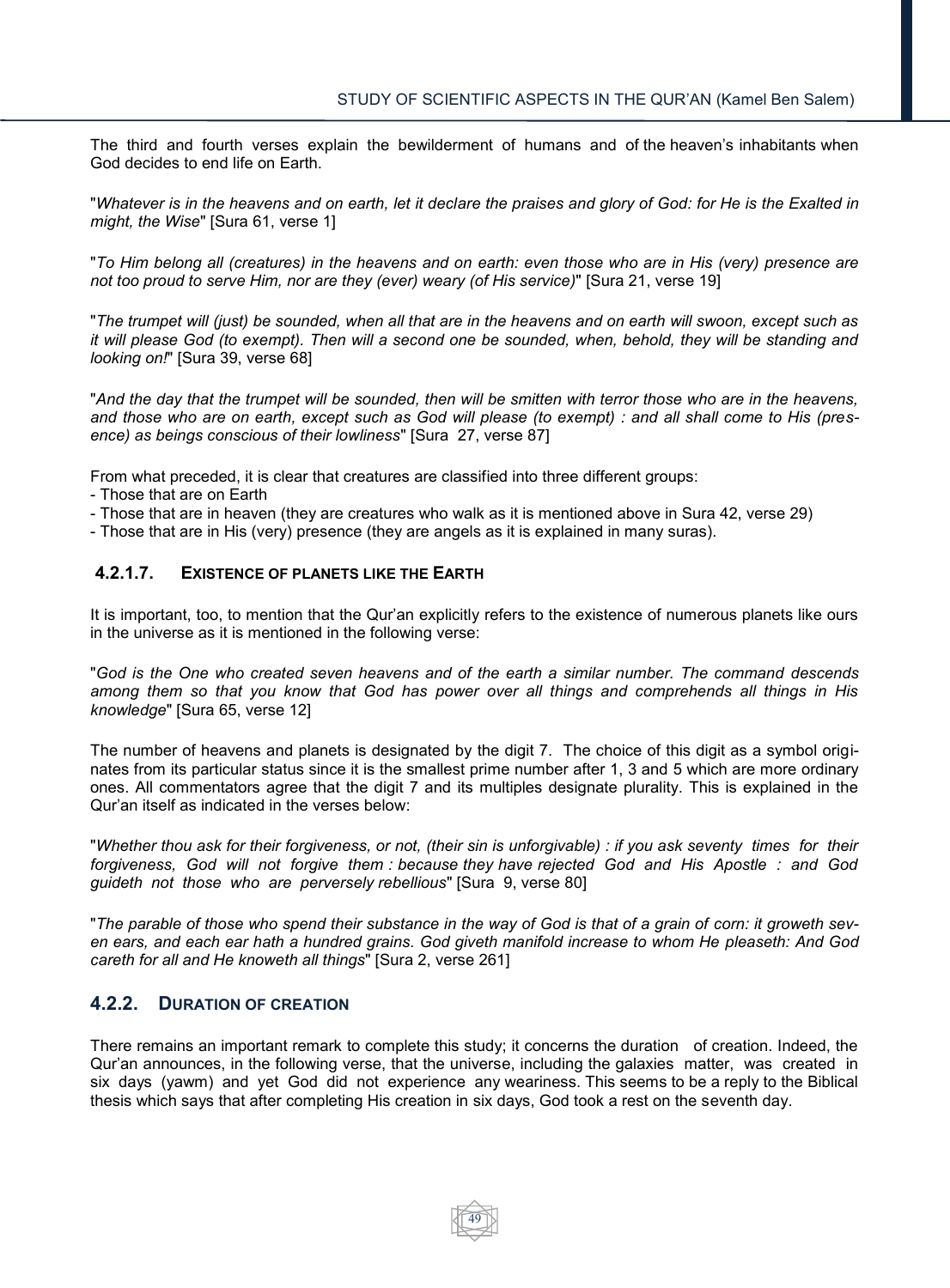The third and fourth verses explain the bewilderment of humans and of the heaven's inhabitants when God decides to end life on Earth.

"*Whatever is in the heavens and on earth, let it declare the praises and glory of God: for He is the Exalted in might, the Wise*" [Sura 61, verse 1]

"*To Him belong all (creatures) in the heavens and on earth: even those who are in His (very) presence are not too proud to serve Him, nor are they (ever) weary (of His service)*" [Sura 21, verse 19]

"*The trumpet will (just) be sounded, when all that are in the heavens and on earth will swoon, except such as it will please God (to exempt). Then will a second one be sounded, when, behold, they will be standing and looking on!*" [Sura 39, verse 68]

"*And the day that the trumpet will be sounded, then will be smitten with terror those who are in the heavens, and those who are on earth, except such as God will please (to exempt) : and all shall come to His (presence) as beings conscious of their lowliness*" [Sura 27, verse 87]

From what preceded, it is clear that creatures are classified into three different groups:
- Those that are on Earth
- Those that are in heaven (they are creatures who walk as it is mentioned above in Sura 42, verse 29)
- Those that are in His (very) presence (they are angels as it is explained in many suras).

#### 4.2.1.7. EXISTENCE OF PLANETS LIKE THE EARTH

It is important, too, to mention that the Qur'an explicitly refers to the existence of numerous planets like ours in the universe as it is mentioned in the following verse:

"*God is the One who created seven heavens and of the earth a similar number. The command descends among them so that you know that God has power over all things and comprehends all things in His knowledge*" [Sura 65, verse 12]

The number of heavens and planets is designated by the digit 7. The choice of this digit as a symbol originates from its particular status since it is the smallest prime number after 1, 3 and 5 which are more ordinary ones. All commentators agree that the digit 7 and its multiples designate plurality. This is explained in the Qur'an itself as indicated in the verses below:

"*Whether thou ask for their forgiveness, or not, (their sin is unforgivable) : if you ask seventy times for their forgiveness, God will not forgive them : because they have rejected God and His Apostle : and God guideth not those who are perversely rebellious*" [Sura 9, verse 80]

"*The parable of those who spend their substance in the way of God is that of a grain of corn: it groweth seven ears, and each ear hath a hundred grains. God giveth manifold increase to whom He pleaseth: And God careth for all and He knoweth all things*" [Sura 2, verse 261]

### 4.2.2. DURATION OF CREATION

There remains an important remark to complete this study; it concerns the duration of creation. Indeed, the Qur'an announces, in the following verse, that the universe, including the galaxies matter, was created in six days (yawm) and yet God did not experience any weariness. This seems to be a reply to the Biblical thesis which says that after completing His creation in six days, God took a rest on the seventh day.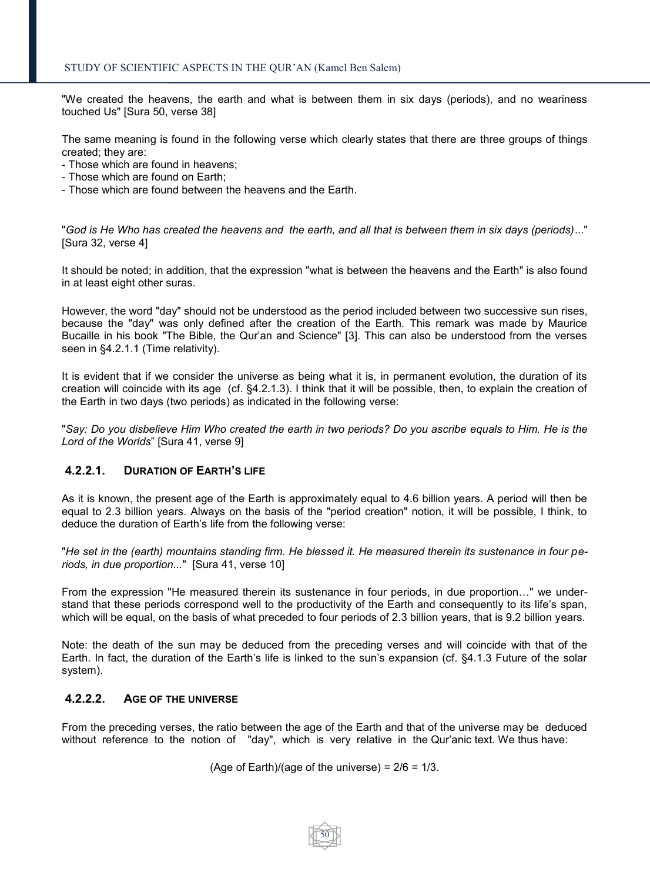"We created the heavens, the earth and what is between them in six days (periods), and no weariness touched Us" [Sura 50, verse 38]

The same meaning is found in the following verse which clearly states that there are three groups of things created; they are:
- Those which are found in heavens;
- Those which are found on Earth;
- Those which are found between the heavens and the Earth.

"*God is He Who has created the heavens and the earth, and all that is between them in six days (periods)*..." [Sura 32, verse 4]

It should be noted; in addition, that the expression "what is between the heavens and the Earth" is also found in at least eight other suras.

However, the word "day" should not be understood as the period included between two successive sun rises, because the "day" was only defined after the creation of the Earth. This remark was made by Maurice Bucaille in his book "The Bible, the Qur'an and Science" [3]. This can also be understood from the verses seen in §4.2.1.1 (Time relativity).

It is evident that if we consider the universe as being what it is, in permanent evolution, the duration of its creation will coincide with its age (cf. §4.2.1.3). I think that it will be possible, then, to explain the creation of the Earth in two days (two periods) as indicated in the following verse:

"*Say: Do you disbelieve Him Who created the earth in two periods? Do you ascribe equals to Him. He is the Lord of the Worlds*" [Sura 41, verse 9]

#### 4.2.2.1. DURATION OF EARTH'S LIFE

As it is known, the present age of the Earth is approximately equal to 4.6 billion years. A period will then be equal to 2.3 billion years. Always on the basis of the "period creation" notion, it will be possible, I think, to deduce the duration of Earth's life from the following verse:

"*He set in the (earth) mountains standing firm. He blessed it. He measured therein its sustenance in four periods, in due proportion...*" [Sura 41, verse 10]

From the expression "He measured therein its sustenance in four periods, in due proportion…" we understand that these periods correspond well to the productivity of the Earth and consequently to its life's span, which will be equal, on the basis of what preceded to four periods of 2.3 billion years, that is 9.2 billion years.

Note: the death of the sun may be deduced from the preceding verses and will coincide with that of the Earth. In fact, the duration of the Earth's life is linked to the sun's expansion (cf. §4.1.3 Future of the solar system).

#### 4.2.2.2. AGE OF THE UNIVERSE

From the preceding verses, the ratio between the age of the Earth and that of the universe may be deduced without reference to the notion of "day", which is very relative in the Qur'anic text. We thus have:

$$\text{(Age of Earth)/(age of the universe)} = 2/6 = 1/3.$$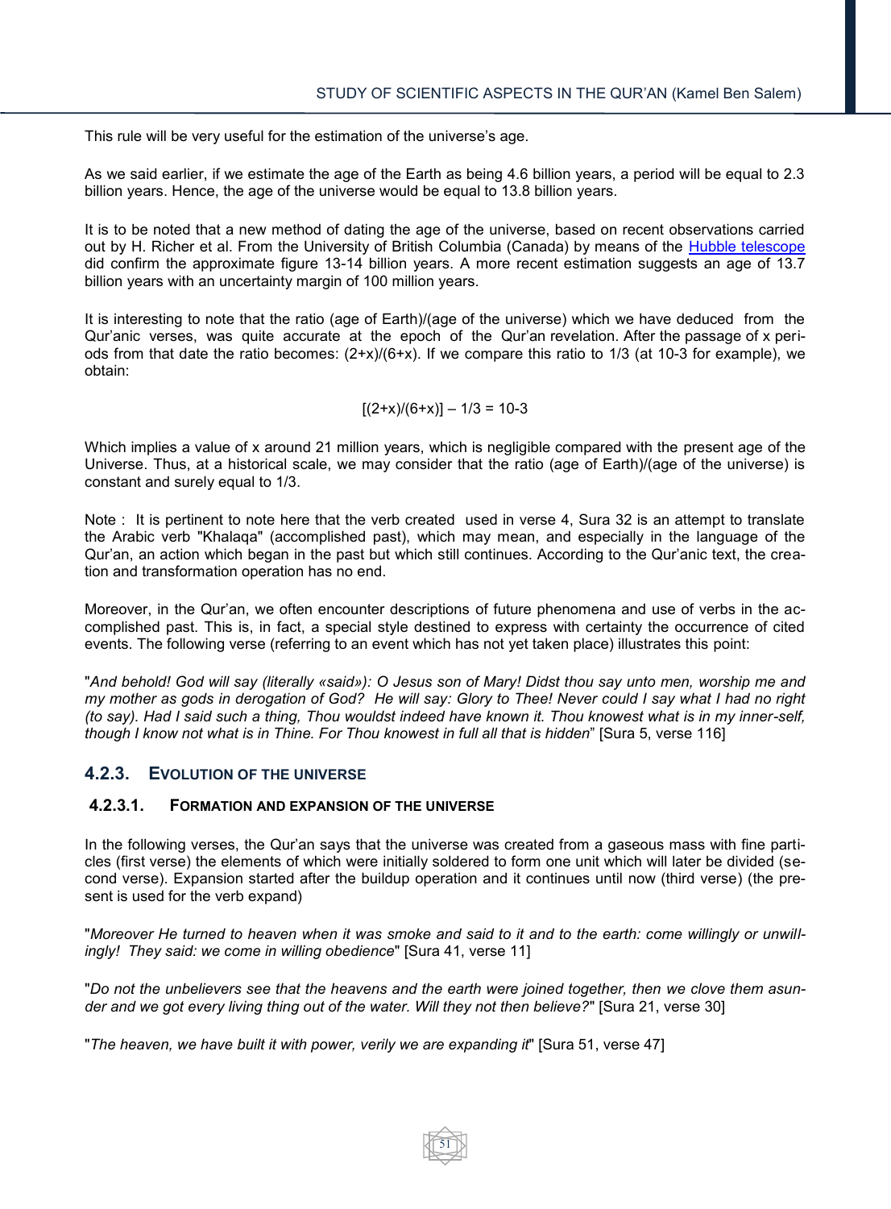This rule will be very useful for the estimation of the universe's age.

As we said earlier, if we estimate the age of the Earth as being 4.6 billion years, a period will be equal to 2.3 billion years. Hence, the age of the universe would be equal to 13.8 billion years.

It is to be noted that a new method of dating the age of the universe, based on recent observations carried out by H. Richer et al. From the University of British Columbia (Canada) by means of the Hubble telescope did confirm the approximate figure 13-14 billion years. A more recent estimation suggests an age of 13.7 billion years with an uncertainty margin of 100 million years.

It is interesting to note that the ratio (age of Earth)/(age of the universe) which we have deduced from the Qur'anic verses, was quite accurate at the epoch of the Qur'an revelation. After the passage of x periods from that date the ratio becomes: $(2+x)/(6+x)$. If we compare this ratio to 1/3 (at 10-3 for example), we obtain:

$$[(2+x)/(6+x)] - 1/3 = 10\text{-}3$$

Which implies a value of x around 21 million years, which is negligible compared with the present age of the Universe. Thus, at a historical scale, we may consider that the ratio (age of Earth)/(age of the universe) is constant and surely equal to 1/3.

Note : It is pertinent to note here that the verb created used in verse 4, Sura 32 is an attempt to translate the Arabic verb "Khalaqa" (accomplished past), which may mean, and especially in the language of the Qur'an, an action which began in the past but which still continues. According to the Qur'anic text, the creation and transformation operation has no end.

Moreover, in the Qur'an, we often encounter descriptions of future phenomena and use of verbs in the accomplished past. This is, in fact, a special style destined to express with certainty the occurrence of cited events. The following verse (referring to an event which has not yet taken place) illustrates this point:

"*And behold! God will say (literally «said»): O Jesus son of Mary! Didst thou say unto men, worship me and my mother as gods in derogation of God? He will say: Glory to Thee! Never could I say what I had no right (to say). Had I said such a thing, Thou wouldst indeed have known it. Thou knowest what is in my inner-self, though I know not what is in Thine. For Thou knowest in full all that is hidden*" [Sura 5, verse 116]

### 4.2.3. Evolution of the universe

#### 4.2.3.1. Formation and expansion of the universe

In the following verses, the Qur'an says that the universe was created from a gaseous mass with fine particles (first verse) the elements of which were initially soldered to form one unit which will later be divided (second verse). Expansion started after the buildup operation and it continues until now (third verse) (the present is used for the verb expand)

"*Moreover He turned to heaven when it was smoke and said to it and to the earth: come willingly or unwillingly! They said: we come in willing obedience*" [Sura 41, verse 11]

"*Do not the unbelievers see that the heavens and the earth were joined together, then we clove them asunder and we got every living thing out of the water. Will they not then believe?*" [Sura 21, verse 30]

"*The heaven, we have built it with power, verily we are expanding it*" [Sura 51, verse 47]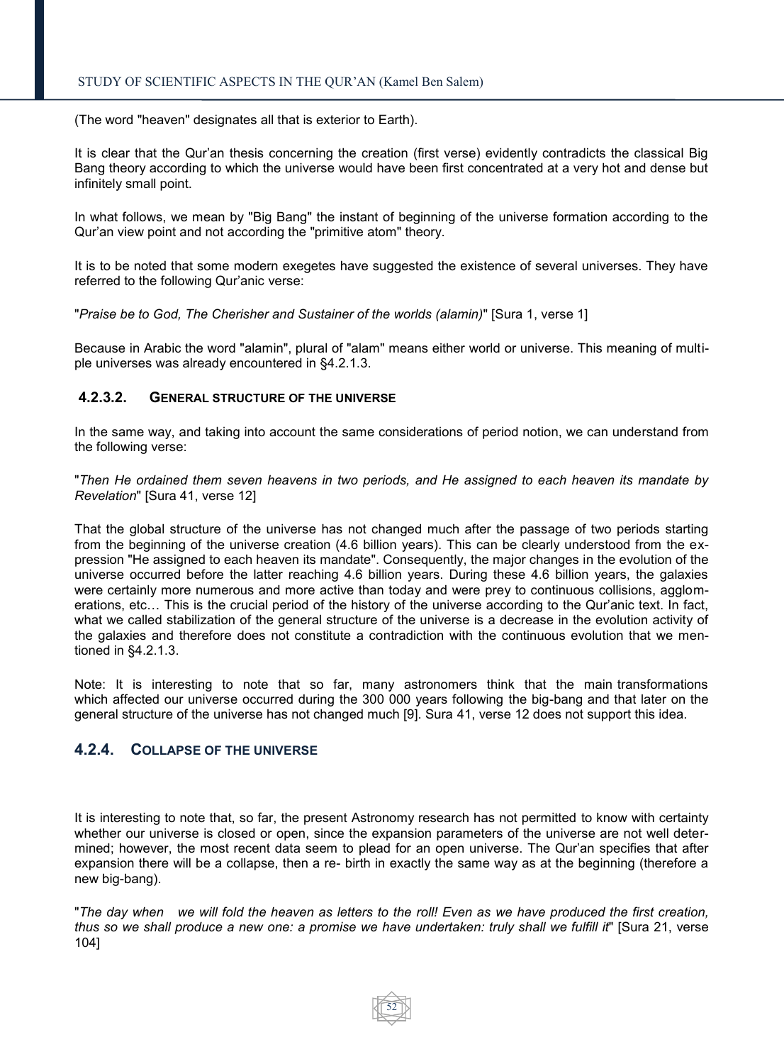(The word "heaven" designates all that is exterior to Earth).

It is clear that the Qur'an thesis concerning the creation (first verse) evidently contradicts the classical Big Bang theory according to which the universe would have been first concentrated at a very hot and dense but infinitely small point.

In what follows, we mean by "Big Bang" the instant of beginning of the universe formation according to the Qur'an view point and not according the "primitive atom" theory.

It is to be noted that some modern exegetes have suggested the existence of several universes. They have referred to the following Qur'anic verse:

"*Praise be to God, The Cherisher and Sustainer of the worlds (alamin)*" [Sura 1, verse 1]

Because in Arabic the word "alamin", plural of "alam" means either world or universe. This meaning of multiple universes was already encountered in §4.2.1.3.

#### 4.2.3.2. General structure of the universe

In the same way, and taking into account the same considerations of period notion, we can understand from the following verse:

"*Then He ordained them seven heavens in two periods, and He assigned to each heaven its mandate by Revelation*" [Sura 41, verse 12]

That the global structure of the universe has not changed much after the passage of two periods starting from the beginning of the universe creation (4.6 billion years). This can be clearly understood from the expression "He assigned to each heaven its mandate". Consequently, the major changes in the evolution of the universe occurred before the latter reaching 4.6 billion years. During these 4.6 billion years, the galaxies were certainly more numerous and more active than today and were prey to continuous collisions, agglomerations, etc… This is the crucial period of the history of the universe according to the Qur'anic text. In fact, what we called stabilization of the general structure of the universe is a decrease in the evolution activity of the galaxies and therefore does not constitute a contradiction with the continuous evolution that we mentioned in §4.2.1.3.

Note: It is interesting to note that so far, many astronomers think that the main transformations which affected our universe occurred during the 300 000 years following the big-bang and that later on the general structure of the universe has not changed much [9]. Sura 41, verse 12 does not support this idea.

### 4.2.4. Collapse of the universe

It is interesting to note that, so far, the present Astronomy research has not permitted to know with certainty whether our universe is closed or open, since the expansion parameters of the universe are not well determined; however, the most recent data seem to plead for an open universe. The Qur'an specifies that after expansion there will be a collapse, then a re- birth in exactly the same way as at the beginning (therefore a new big-bang).

"*The day when we will fold the heaven as letters to the roll! Even as we have produced the first creation, thus so we shall produce a new one: a promise we have undertaken: truly shall we fulfill it*" [Sura 21, verse 104]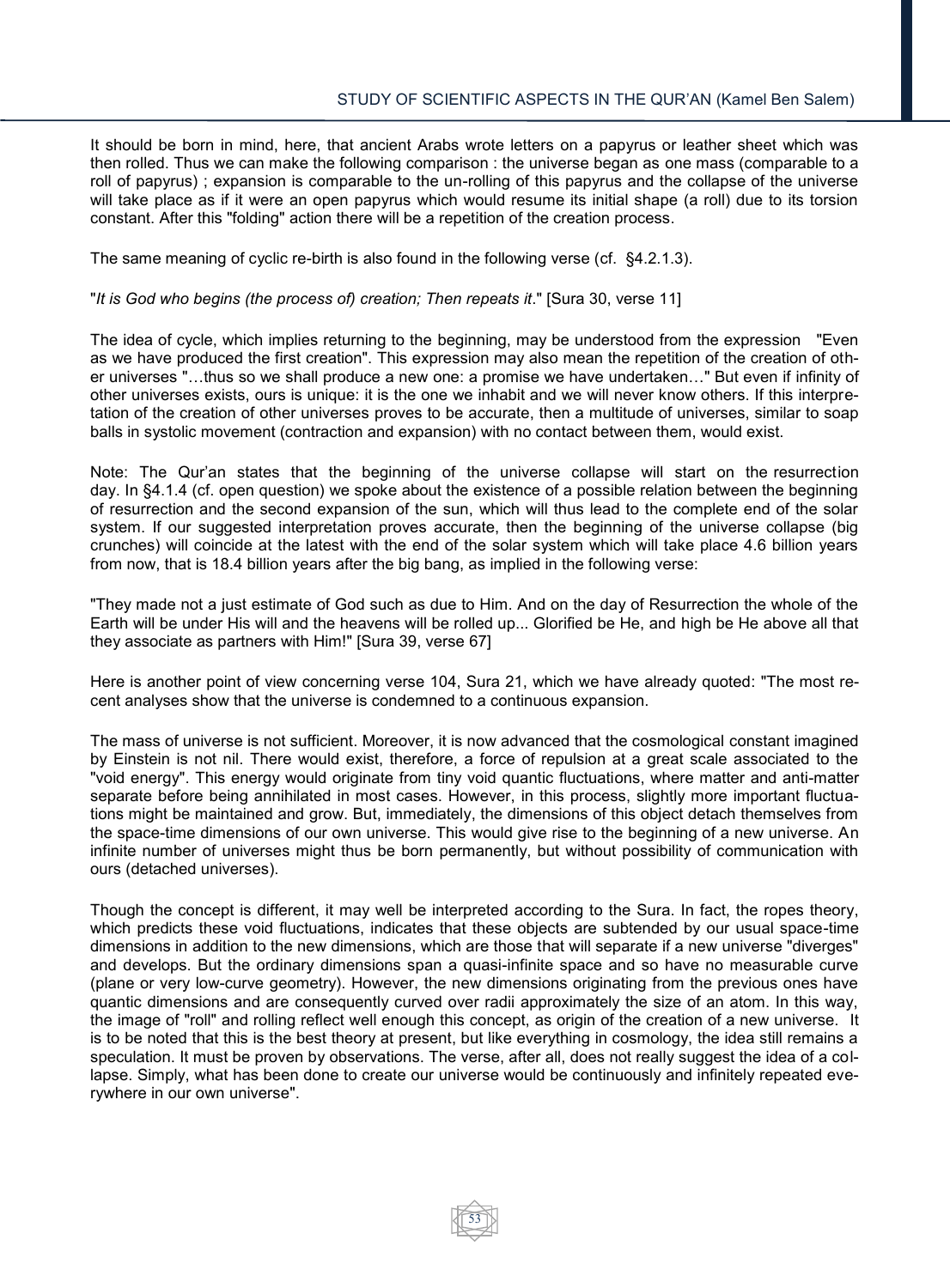It should be born in mind, here, that ancient Arabs wrote letters on a papyrus or leather sheet which was then rolled. Thus we can make the following comparison : the universe began as one mass (comparable to a roll of papyrus) ; expansion is comparable to the un-rolling of this papyrus and the collapse of the universe will take place as if it were an open papyrus which would resume its initial shape (a roll) due to its torsion constant. After this "folding" action there will be a repetition of the creation process.

The same meaning of cyclic re-birth is also found in the following verse (cf. §4.2.1.3).

"*It is God who begins (the process of) creation; Then repeats it*." [Sura 30, verse 11]

The idea of cycle, which implies returning to the beginning, may be understood from the expression "Even as we have produced the first creation". This expression may also mean the repetition of the creation of other universes "…thus so we shall produce a new one: a promise we have undertaken…" But even if infinity of other universes exists, ours is unique: it is the one we inhabit and we will never know others. If this interpretation of the creation of other universes proves to be accurate, then a multitude of universes, similar to soap balls in systolic movement (contraction and expansion) with no contact between them, would exist.

Note: The Qur'an states that the beginning of the universe collapse will start on the resurrection day. In §4.1.4 (cf. open question) we spoke about the existence of a possible relation between the beginning of resurrection and the second expansion of the sun, which will thus lead to the complete end of the solar system. If our suggested interpretation proves accurate, then the beginning of the universe collapse (big crunches) will coincide at the latest with the end of the solar system which will take place 4.6 billion years from now, that is 18.4 billion years after the big bang, as implied in the following verse:

"They made not a just estimate of God such as due to Him. And on the day of Resurrection the whole of the Earth will be under His will and the heavens will be rolled up... Glorified be He, and high be He above all that they associate as partners with Him!" [Sura 39, verse 67]

Here is another point of view concerning verse 104, Sura 21, which we have already quoted: "The most recent analyses show that the universe is condemned to a continuous expansion.

The mass of universe is not sufficient. Moreover, it is now advanced that the cosmological constant imagined by Einstein is not nil. There would exist, therefore, a force of repulsion at a great scale associated to the "void energy". This energy would originate from tiny void quantic fluctuations, where matter and anti-matter separate before being annihilated in most cases. However, in this process, slightly more important fluctuations might be maintained and grow. But, immediately, the dimensions of this object detach themselves from the space-time dimensions of our own universe. This would give rise to the beginning of a new universe. An infinite number of universes might thus be born permanently, but without possibility of communication with ours (detached universes).

Though the concept is different, it may well be interpreted according to the Sura. In fact, the ropes theory, which predicts these void fluctuations, indicates that these objects are subtended by our usual space-time dimensions in addition to the new dimensions, which are those that will separate if a new universe "diverges" and develops. But the ordinary dimensions span a quasi-infinite space and so have no measurable curve (plane or very low-curve geometry). However, the new dimensions originating from the previous ones have quantic dimensions and are consequently curved over radii approximately the size of an atom. In this way, the image of "roll" and rolling reflect well enough this concept, as origin of the creation of a new universe. It is to be noted that this is the best theory at present, but like everything in cosmology, the idea still remains a speculation. It must be proven by observations. The verse, after all, does not really suggest the idea of a collapse. Simply, what has been done to create our universe would be continuously and infinitely repeated everywhere in our own universe".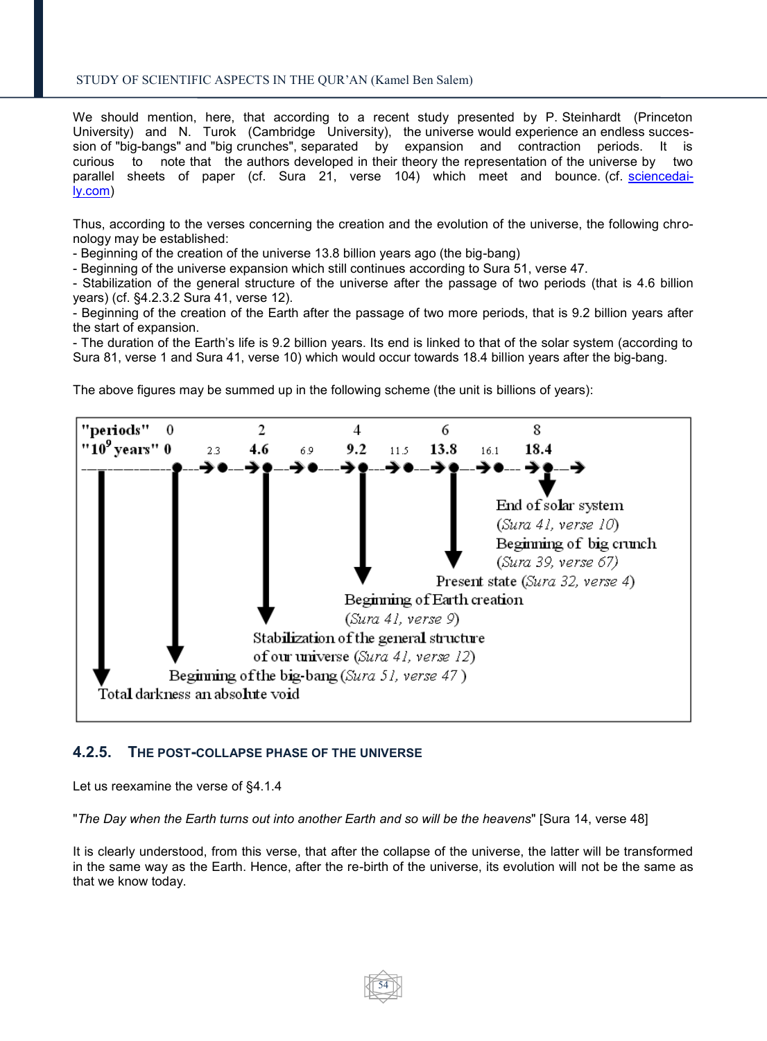We should mention, here, that according to a recent study presented by P. Steinhardt (Princeton University) and N. Turok (Cambridge University), the universe would experience an endless succession of "big-bangs" and "big crunches", separated by expansion and contraction periods. It is curious to note that the authors developed in their theory the representation of the universe by two parallel sheets of paper (cf. Sura 21, verse 104) which meet and bounce. (cf. sciencedaily.com)

Thus, according to the verses concerning the creation and the evolution of the universe, the following chronology may be established:

- Beginning of the creation of the universe 13.8 billion years ago (the big-bang)
- Beginning of the universe expansion which still continues according to Sura 51, verse 47.
- Stabilization of the general structure of the universe after the passage of two periods (that is 4.6 billion years) (cf. §4.2.3.2 Sura 41, verse 12).
- Beginning of the creation of the Earth after the passage of two more periods, that is 9.2 billion years after the start of expansion.
- The duration of the Earth's life is 9.2 billion years. Its end is linked to that of the solar system (according to Sura 81, verse 1 and Sura 41, verse 10) which would occur towards 18.4 billion years after the big-bang.

The above figures may be summed up in the following scheme (the unit is billions of years):

| "periods" | | 0 | | 2 | | 4 | | 6 | | 8 |
|---|---|---|---|---|---|---|---|---|---|---|
| "$10^9$ years" | | 0 | 2.3 | 4.6 | 6.9 | 9.2 | 11.5 | 13.8 | 16.1 | 18.4 |

- Total darkness an absolute void
- 0: Beginning of the big-bang (*Sura 51, verse 47*)
- 4.6: Stabilization of the general structure of our universe (*Sura 41, verse 12*)
- 9.2: Beginning of Earth creation (*Sura 41, verse 9*)
- 13.8: Present state (*Sura 32, verse 4*)
- 18.4: End of solar system (*Sura 41, verse 10*) Beginning of big crunch (*Sura 39, verse 67*)

### 4.2.5. THE POST-COLLAPSE PHASE OF THE UNIVERSE

Let us reexamine the verse of §4.1.4

"*The Day when the Earth turns out into another Earth and so will be the heavens*" [Sura 14, verse 48]

It is clearly understood, from this verse, that after the collapse of the universe, the latter will be transformed in the same way as the Earth. Hence, after the re-birth of the universe, its evolution will not be the same as that we know today.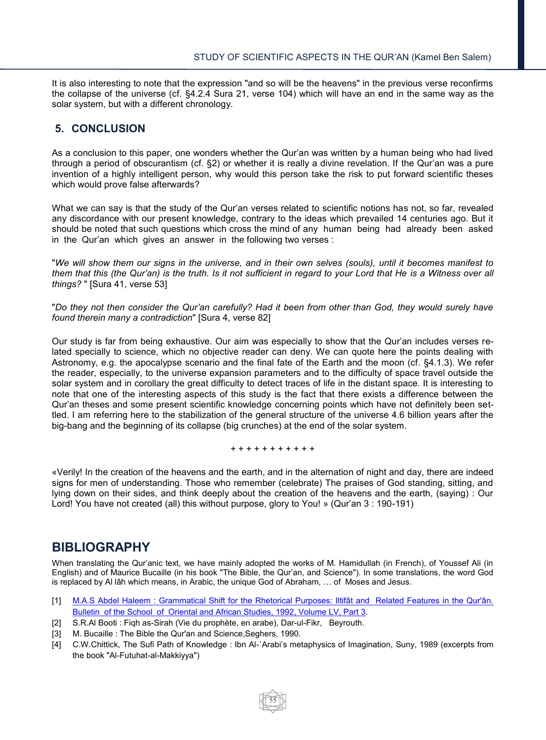It is also interesting to note that the expression "and so will be the heavens" in the previous verse reconfirms the collapse of the universe (cf. §4.2.4 Sura 21, verse 104) which will have an end in the same way as the solar system, but with a different chronology.

## 5. CONCLUSION

As a conclusion to this paper, one wonders whether the Qur'an was written by a human being who had lived through a period of obscurantism (cf. §2) or whether it is really a divine revelation. If the Qur'an was a pure invention of a highly intelligent person, why would this person take the risk to put forward scientific theses which would prove false afterwards?

What we can say is that the study of the Qur'an verses related to scientific notions has not, so far, revealed any discordance with our present knowledge, contrary to the ideas which prevailed 14 centuries ago. But it should be noted that such questions which cross the mind of any human being had already been asked in the Qur'an which gives an answer in the following two verses :

"*We will show them our signs in the universe, and in their own selves (souls), until it becomes manifest to them that this (the Qur'an) is the truth. Is it not sufficient in regard to your Lord that He is a Witness over all things?* " [Sura 41, verse 53]

"*Do they not then consider the Qur'an carefully? Had it been from other than God, they would surely have found therein many a contradiction*" [Sura 4, verse 82]

Our study is far from being exhaustive. Our aim was especially to show that the Qur'an includes verses related specially to science, which no objective reader can deny. We can quote here the points dealing with Astronomy, e.g. the apocalypse scenario and the final fate of the Earth and the moon (cf. §4.1.3). We refer the reader, especially, to the universe expansion parameters and to the difficulty of space travel outside the solar system and in corollary the great difficulty to detect traces of life in the distant space. It is interesting to note that one of the interesting aspects of this study is the fact that there exists a difference between the Qur'an theses and some present scientific knowledge concerning points which have not definitely been settled. I am referring here to the stabilization of the general structure of the universe 4.6 billion years after the big-bang and the beginning of its collapse (big crunches) at the end of the solar system.

+ + + + + + + + + + +

«Verily! In the creation of the heavens and the earth, and in the alternation of night and day, there are indeed signs for men of understanding. Those who remember (celebrate) The praises of God standing, sitting, and lying down on their sides, and think deeply about the creation of the heavens and the earth, (saying) : Our Lord! You have not created (all) this without purpose, glory to You! » (Qur'an 3 : 190-191)

# BIBLIOGRAPHY

When translating the Qur'anic text, we have mainly adopted the works of M. Hamidullah (in French), of Youssef Ali (in English) and of Maurice Bucaille (in his book "The Bible, the Qur'an, and Science"). In some translations, the word God is replaced by Al lâh which means, in Arabic, the unique God of Abraham, … of Moses and Jesus.

[1] M.A.S Abdel Haleem : Grammatical Shift for the Rhetorical Purposes: Iltifât and Related Features in the Qur'ân. Bulletin of the School of Oriental and African Studies, 1992, Volume LV, Part 3.

[2] S.R.Al Booti : Fiqh as-Sirah (Vie du prophète, en arabe), Dar-ul-Fikr, Beyrouth.

[3] M. Bucaille : The Bible the Qur'an and Science,Seghers, 1990.

[4] C.W.Chittick, The Sufi Path of Knowledge : Ibn Al-`Arabi's metaphysics of Imagination, Suny, 1989 (excerpts from the book "Al-Futuhat-al-Makkiyya")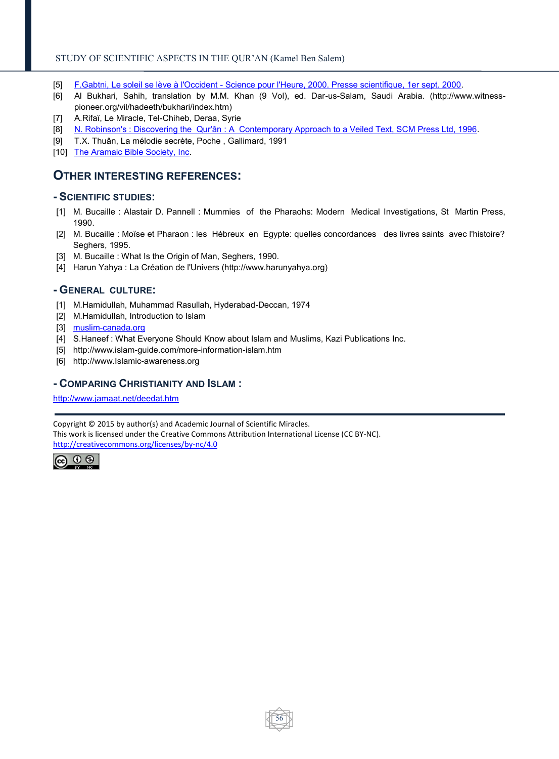[5] F.Gabtni, Le soleil se lève à l'Occident - Science pour l'Heure, 2000. Presse scientifique, 1er sept. 2000.

[6] Al Bukhari, Sahih, translation by M.M. Khan (9 Vol), ed. Dar-us-Salam, Saudi Arabia. (http://www.witness-pioneer.org/vil/hadeeth/bukhari/index.htm)

[7] A.Rifaï, Le Miracle, Tel-Chiheb, Deraa, Syrie

[8] N. Robinson's : Discovering the Qur'ân : A Contemporary Approach to a Veiled Text, SCM Press Ltd, 1996.

[9] T.X. Thuân, La mélodie secrète, Poche , Gallimard, 1991

[10] The Aramaic Bible Society, Inc.

## OTHER INTERESTING REFERENCES:

### - SCIENTIFIC STUDIES:

[1] M. Bucaille : Alastair D. Pannell : Mummies of the Pharaohs: Modern Medical Investigations, St Martin Press, 1990.

[2] M. Bucaille : Moïse et Pharaon : les Hébreux en Egypte: quelles concordances des livres saints avec l'histoire? Seghers, 1995.

[3] M. Bucaille : What Is the Origin of Man, Seghers, 1990.

[4] Harun Yahya : La Création de l'Univers (http://www.harunyahya.org)

### - GENERAL CULTURE:

[1] M.Hamidullah, Muhammad Rasullah, Hyderabad-Deccan, 1974

[2] M.Hamidullah, Introduction to Islam

[3] muslim-canada.org

[4] S.Haneef : What Everyone Should Know about Islam and Muslims, Kazi Publications Inc.

[5] http://www.islam-guide.com/more-information-islam.htm

[6] http://www.Islamic-awareness.org

### - COMPARING CHRISTIANITY AND ISLAM :

http://www.jamaat.net/deedat.htm

---

Copyright © 2015 by author(s) and Academic Journal of Scientific Miracles.
This work is licensed under the Creative Commons Attribution International License (CC BY-NC).
http://creativecommons.org/licenses/by-nc/4.0